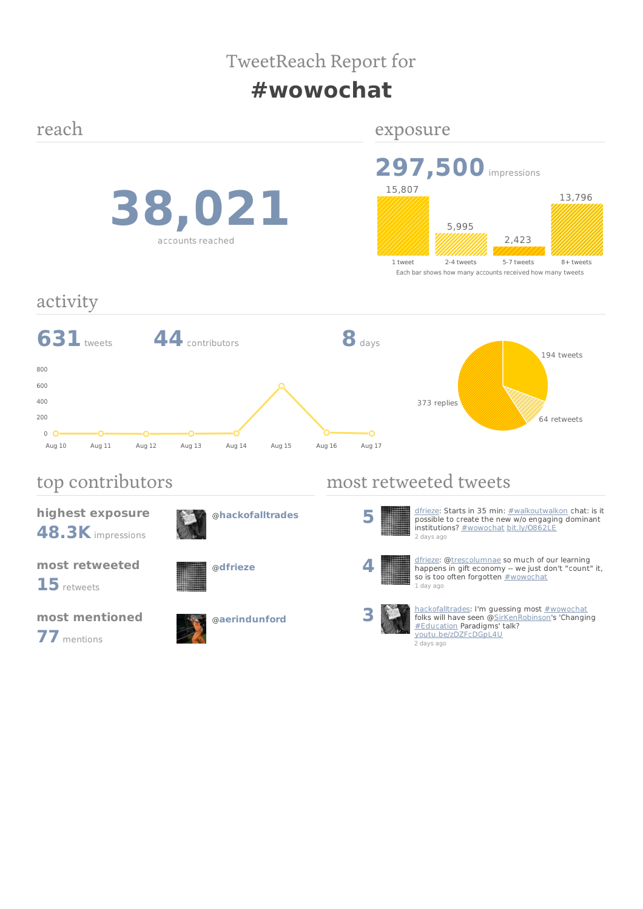TweetReach Report for

# #wowochat

## reach

**38,021**

accounts reached

## exposure

**297,500** impressions

| 1 tweet | 2-4 tweets | 5-7 tweets | 8+ tweets |
|---|---|---|---|
| 15,807 | 5,995 | 2,423 | 13,796 |

Each bar shows how many accounts received how many tweets

## activity

**631** tweets **44** contributors **8** days

| Aug 10 | Aug 11 | Aug 12 | Aug 13 | Aug 14 | Aug 15 | Aug 16 | Aug 17 |
|---|---|---|---|---|---|---|---|

194 tweets

373 replies

64 retweets

## top contributors

**highest exposure**
**48.3K** impressions
@hackofalltrades

**most retweeted**
**15** retweets
@dfrieze

**most mentioned**
**77** mentions
@aerindunford

## most retweeted tweets

**5** dfrieze: Starts in 35 min: #walkoutwalkon chat: is it possible to create the new w/o engaging dominant institutions? #wowochat bit.ly/O862LE
2 days ago

**4** dfrieze: @trescolumnae so much of our learning happens in gift economy -- we just don't "count" it, so is too often forgotten #wowochat
1 day ago

**3** hackofalltrades: I'm guessing most #wowochat folks will have seen @SirKenRobinson's 'Changing #Education Paradigms' talk? youtu.be/zDZFcDGpL4U
2 days ago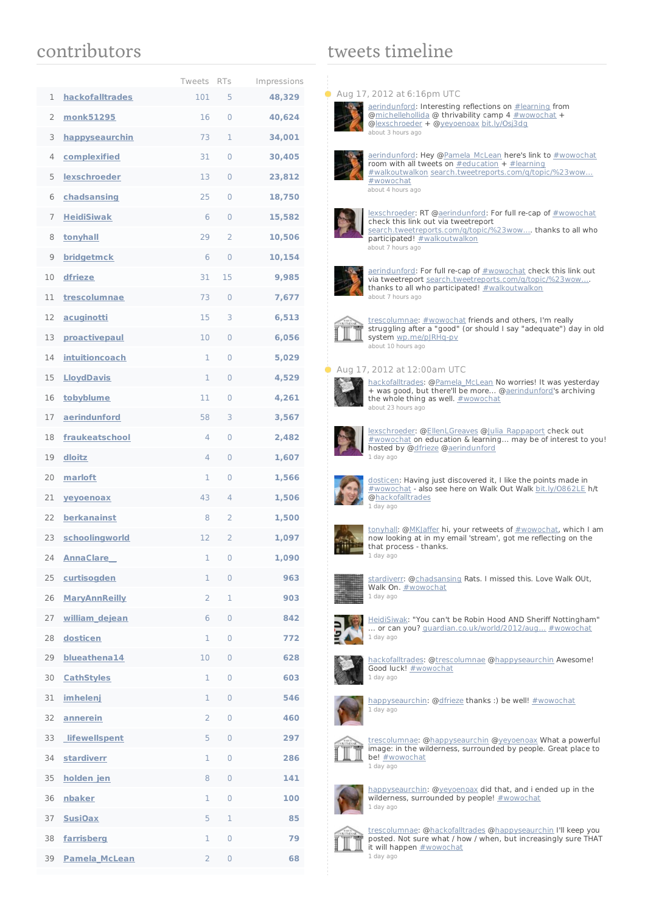## contributors

| | | Tweets | RTs | Impressions |
|---|---|---|---|---|
| 1 | hackofalltrades | 101 | 5 | 48,329 |
| 2 | monk51295 | 16 | 0 | 40,624 |
| 3 | happyseaurchin | 73 | 1 | 34,001 |
| 4 | complexified | 31 | 0 | 30,405 |
| 5 | lexschroeder | 13 | 0 | 23,812 |
| 6 | chadsansing | 25 | 0 | 18,750 |
| 7 | HeidiSiwak | 6 | 0 | 15,582 |
| 8 | tonyhall | 29 | 2 | 10,506 |
| 9 | bridgetmck | 6 | 0 | 10,154 |
| 10 | dfrieze | 31 | 15 | 9,985 |
| 11 | trescolumnae | 73 | 0 | 7,677 |
| 12 | acuginotti | 15 | 3 | 6,513 |
| 13 | proactivepaul | 10 | 0 | 6,056 |
| 14 | intuitioncoach | 1 | 0 | 5,029 |
| 15 | LloydDavis | 1 | 0 | 4,529 |
| 16 | tobyblume | 11 | 0 | 4,261 |
| 17 | aerindunford | 58 | 3 | 3,567 |
| 18 | fraukeatschool | 4 | 0 | 2,482 |
| 19 | dloitz | 4 | 0 | 1,607 |
| 20 | marloft | 1 | 0 | 1,566 |
| 21 | yeyoenoax | 43 | 4 | 1,506 |
| 22 | berkanainst | 8 | 2 | 1,500 |
| 23 | schoolingworld | 12 | 2 | 1,097 |
| 24 | AnnaClare_ | 1 | 0 | 1,090 |
| 25 | curtisogden | 1 | 0 | 963 |
| 26 | MaryAnnReilly | 2 | 1 | 903 |
| 27 | william_dejean | 6 | 0 | 842 |
| 28 | dosticen | 1 | 0 | 772 |
| 29 | blueathena14 | 10 | 0 | 628 |
| 30 | CathStyles | 1 | 0 | 603 |
| 31 | imhelenj | 1 | 0 | 546 |
| 32 | annerein | 2 | 0 | 460 |
| 33 | _lifewellspent | 5 | 0 | 297 |
| 34 | stardiverr | 1 | 0 | 286 |
| 35 | holden_jen | 8 | 0 | 141 |
| 36 | nbaker | 1 | 0 | 100 |
| 37 | SusiOax | 5 | 1 | 85 |
| 38 | farrisberg | 1 | 0 | 79 |
| 39 | Pamela_McLean | 2 | 0 | 68 |

## tweets timeline

**Aug 17, 2012 at 6:16pm UTC**

aerindunford: Interesting reflections on #learning from @michellehollida @ thrivability camp 4 #wowochat + @lexschroeder + @yeyoenoax bit.ly/Osj3dg
about 3 hours ago

aerindunford: Hey @Pamela_McLean here's link to #wowochat room with all tweets on #education + #learning #walkoutwalkon search.tweetreports.com/q/topic/%23wow… #wowochat
about 4 hours ago

lexschroeder: RT @aerindunford: For full re-cap of #wowochat check this link out via tweetreport search.tweetreports.com/q/topic/%23wow…. thanks to all who participated! #walkoutwalkon
about 7 hours ago

aerindunford: For full re-cap of #wowochat check this link out via tweetreport search.tweetreports.com/q/topic/%23wow…. thanks to all who participated! #walkoutwalkon
about 7 hours ago

trescolumnae: #wowochat friends and others, I'm really struggling after a "good" (or should I say "adequate") day in old system wp.me/pJRHq-pv
about 10 hours ago

**Aug 17, 2012 at 12:00am UTC**

hackofalltrades: @Pamela_McLean No worries! It was yesterday + was good, but there'll be more... @aerindunford's archiving the whole thing as well. #wowochat
about 23 hours ago

lexschroeder: @EllenLGreaves @Julia_Rappaport check out #wowochat on education & learning... may be of interest to you! hosted by @dfrieze @aerindunford
1 day ago

dosticen: Having just discovered it, I like the points made in #wowochat - also see here on Walk Out Walk bit.ly/O862LE h/t @hackofalltrades
1 day ago

tonyhall: @MKJaffer hi, your retweets of #wowochat, which I am now looking at in my email 'stream', got me reflecting on the that process - thanks.
1 day ago

stardiverr: @chadsansing Rats. I missed this. Love Walk OUt, Walk On. #wowochat
1 day ago

HeidiSiwak: "You can't be Robin Hood AND Sheriff Nottingham" ... or can you? guardian.co.uk/world/2012/aug… #wowochat
1 day ago

hackofalltrades: @trescolumnae @happyseaurchin Awesome! Good luck! #wowochat
1 day ago

happyseaurchin: @dfrieze thanks :) be well! #wowochat
1 day ago

trescolumnae: @happyseaurchin @yeyoenoax What a powerful image: in the wilderness, surrounded by people. Great place to be! #wowochat
1 day ago

happyseaurchin: @yeyoenoax did that, and i ended up in the wilderness, surrounded by people! #wowochat
1 day ago

trescolumnae: @hackofalltrades @happyseaurchin I'll keep you posted. Not sure what / how / when, but increasingly sure THAT it will happen #wowochat
1 day ago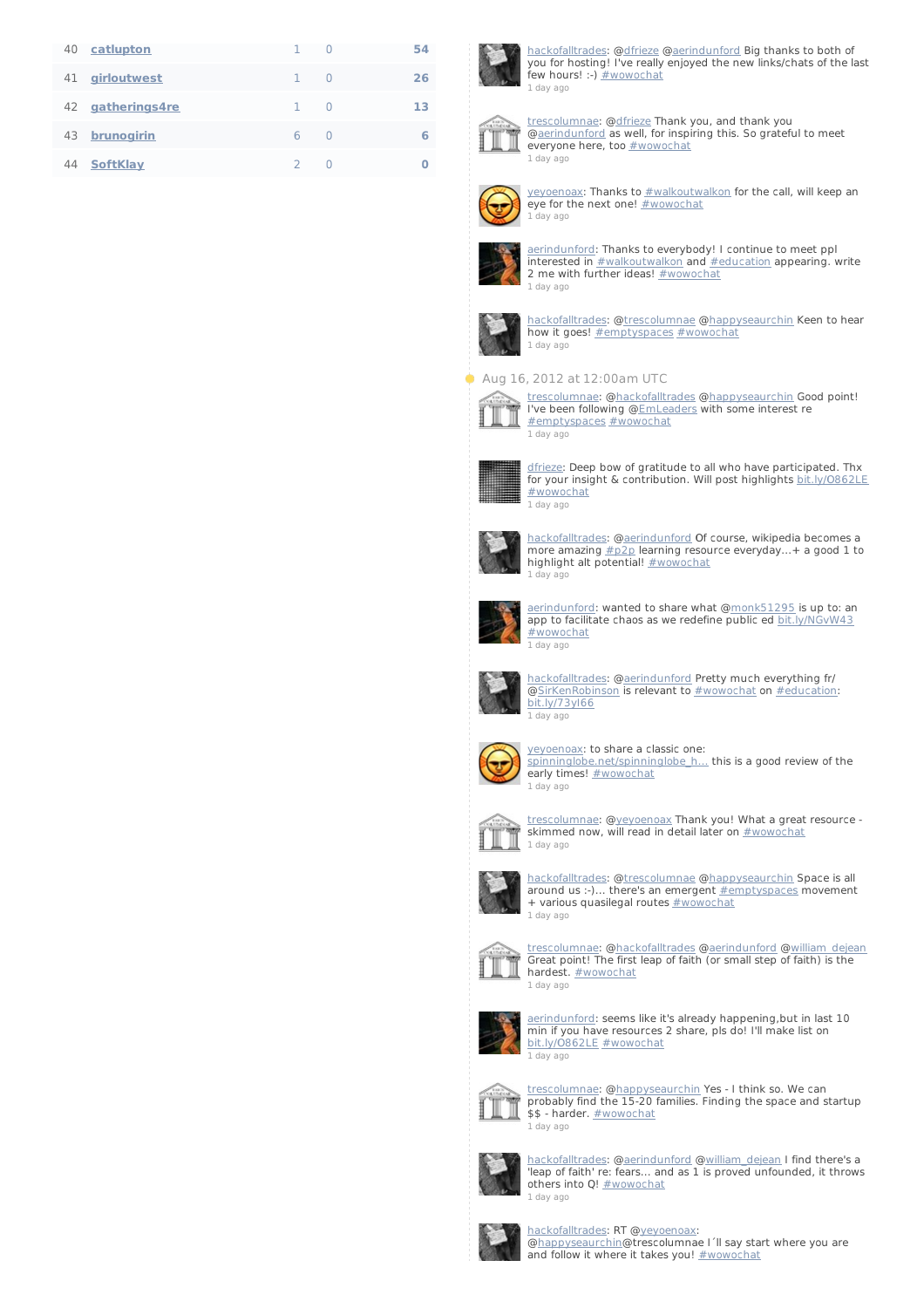| | | | | |
|---|---|---|---|---|
| 40 | catlupton | 1 | 0 | 54 |
| 41 | girloutwest | 1 | 0 | 26 |
| 42 | gatherings4re | 1 | 0 | 13 |
| 43 | brunogirin | 6 | 0 | 6 |
| 44 | SoftKlay | 2 | 0 | 0 |

hackofalltrades: @dfrieze @aerindunford Big thanks to both of you for hosting! I've really enjoyed the new links/chats of the last few hours! :-) #wowochat
1 day ago

trescolumnae: @dfrieze Thank you, and thank you @aerindunford as well, for inspiring this. So grateful to meet everyone here, too #wowochat
1 day ago

yeyoenoax: Thanks to #walkoutwalkon for the call, will keep an eye for the next one! #wowochat
1 day ago

aerindunford: Thanks to everybody! I continue to meet ppl interested in #walkoutwalkon and #education appearing. write 2 me with further ideas! #wowochat
1 day ago

hackofalltrades: @trescolumnae @happyseaurchin Keen to hear how it goes! #emptyspaces #wowochat
1 day ago

Aug 16, 2012 at 12:00am UTC

trescolumnae: @hackofalltrades @happyseaurchin Good point! I've been following @EmLeaders with some interest re #emptyspaces #wowochat
1 day ago

dfrieze: Deep bow of gratitude to all who have participated. Thx for your insight & contribution. Will post highlights bit.ly/O862LE #wowochat
1 day ago

hackofalltrades: @aerindunford Of course, wikipedia becomes a more amazing #p2p learning resource everyday...+ a good 1 to highlight alt potential! #wowochat
1 day ago

aerindunford: wanted to share what @monk51295 is up to: an app to facilitate chaos as we redefine public ed bit.ly/NGvW43 #wowochat
1 day ago

hackofalltrades: @aerindunford Pretty much everything fr/ @SirKenRobinson is relevant to #wowochat on #education: bit.ly/73yl66
1 day ago

yeyoenoax: to share a classic one: spinninglobe.net/spinninglobe_h... this is a good review of the early times! #wowochat
1 day ago

trescolumnae: @yeyoenoax Thank you! What a great resource - skimmed now, will read in detail later on #wowochat
1 day ago

hackofalltrades: @trescolumnae @happyseaurchin Space is all around us :-)... there's an emergent #emptyspaces movement + various quasilegal routes #wowochat
1 day ago

trescolumnae: @hackofalltrades @aerindunford @william_dejean Great point! The first leap of faith (or small step of faith) is the hardest. #wowochat
1 day ago

aerindunford: seems like it's already happening,but in last 10 min if you have resources 2 share, pls do! I'll make list on bit.ly/O862LE #wowochat
1 day ago

trescolumnae: @happyseaurchin Yes - I think so. We can probably find the 15-20 families. Finding the space and startup $$ - harder. #wowochat
1 day ago

hackofalltrades: @aerindunford @william_dejean I find there's a 'leap of faith' re: fears... and as 1 is proved unfounded, it throws others into Q! #wowochat
1 day ago

hackofalltrades: RT @yeyoenoax: @happyseaurchin@trescolumnae I´ll say start where you are and follow it where it takes you! #wowochat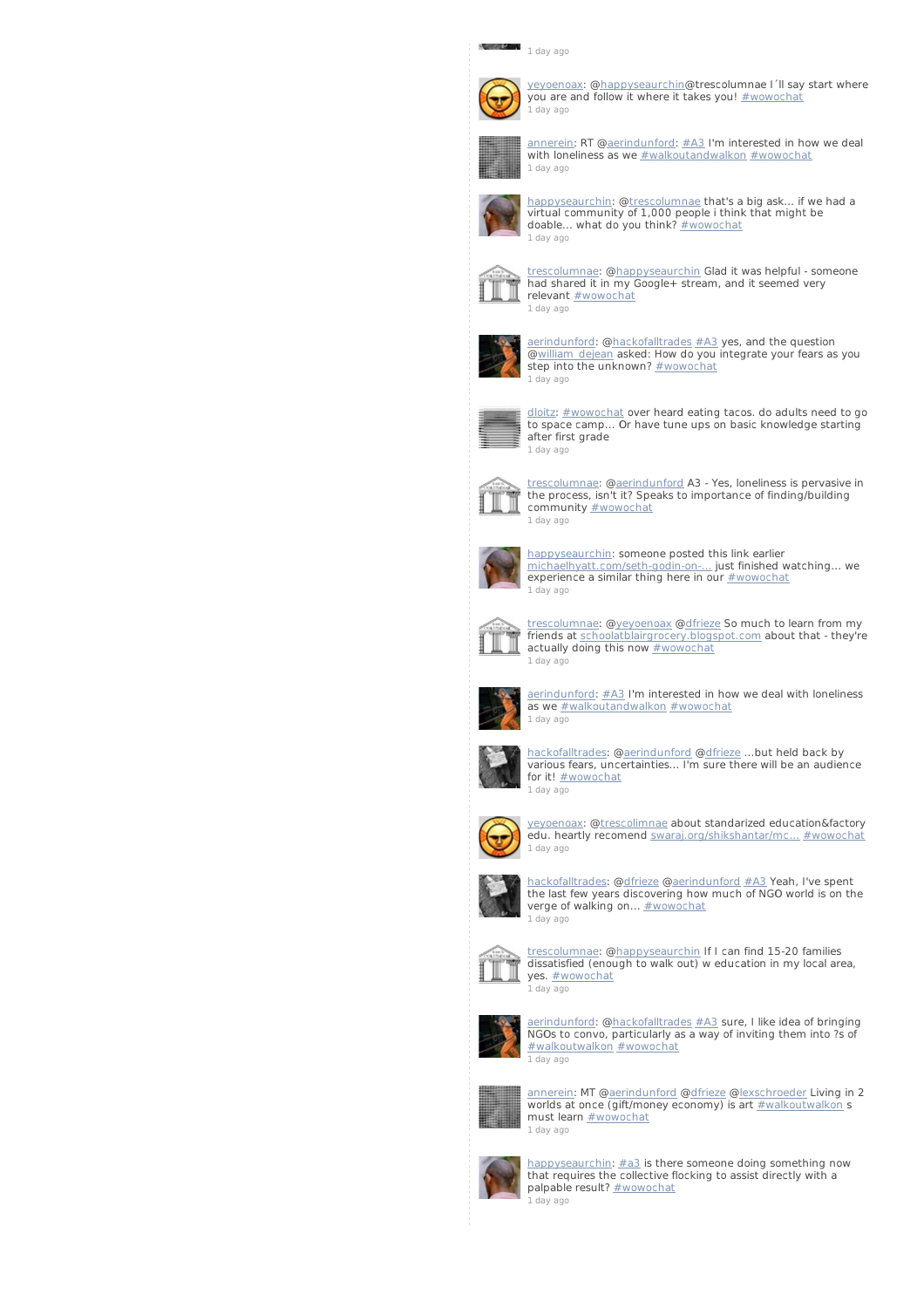1 day ago

yeyoenoax: @happyseaurchin@trescolumnae I´ll say start where you are and follow it where it takes you! #wowochat
1 day ago

annerein: RT @aerindunford: #A3 I'm interested in how we deal with loneliness as we #walkoutandwalkon #wowochat
1 day ago

happyseaurchin: @trescolumnae that's a big ask... if we had a virtual community of 1,000 people i think that might be doable... what do you think? #wowochat
1 day ago

trescolumnae: @happyseaurchin Glad it was helpful - someone had shared it in my Google+ stream, and it seemed very relevant #wowochat
1 day ago

aerindunford: @hackofalltrades #A3 yes, and the question @william_dejean asked: How do you integrate your fears as you step into the unknown? #wowochat
1 day ago

dloitz: #wowochat over heard eating tacos. do adults need to go to space camp... Or have tune ups on basic knowledge starting after first grade
1 day ago

trescolumnae: @aerindunford A3 - Yes, loneliness is pervasive in the process, isn't it? Speaks to importance of finding/building community #wowochat
1 day ago

happyseaurchin: someone posted this link earlier michaelhyatt.com/seth-godin-on-... just finished watching... we experience a similar thing here in our #wowochat
1 day ago

trescolumnae: @yeyoenoax @dfrieze So much to learn from my friends at schoolatblairgrocery.blogspot.com about that - they're actually doing this now #wowochat
1 day ago

aerindunford: #A3 I'm interested in how we deal with loneliness as we #walkoutandwalkon #wowochat
1 day ago

hackofalltrades: @aerindunford @dfrieze ...but held back by various fears, uncertainties... I'm sure there will be an audience for it! #wowochat
1 day ago

yeyoenoax: @trescolimnae about standarized education&factory edu. heartly recomend swaraj.org/shikshantar/mc... #wowochat
1 day ago

hackofalltrades: @dfrieze @aerindunford #A3 Yeah, I've spent the last few years discovering how much of NGO world is on the verge of walking on... #wowochat
1 day ago

trescolumnae: @happyseaurchin If I can find 15-20 families dissatisfied (enough to walk out) w education in my local area, yes. #wowochat
1 day ago

aerindunford: @hackofalltrades #A3 sure, I like idea of bringing NGOs to convo, particularly as a way of inviting them into ?s of #walkoutwalkon #wowochat
1 day ago

annerein: MT @aerindunford @dfrieze @lexschroeder Living in 2 worlds at once (gift/money economy) is art #walkoutwalkon s must learn #wowochat
1 day ago

happyseaurchin: #a3 is there someone doing something now that requires the collective flocking to assist directly with a palpable result? #wowochat
1 day ago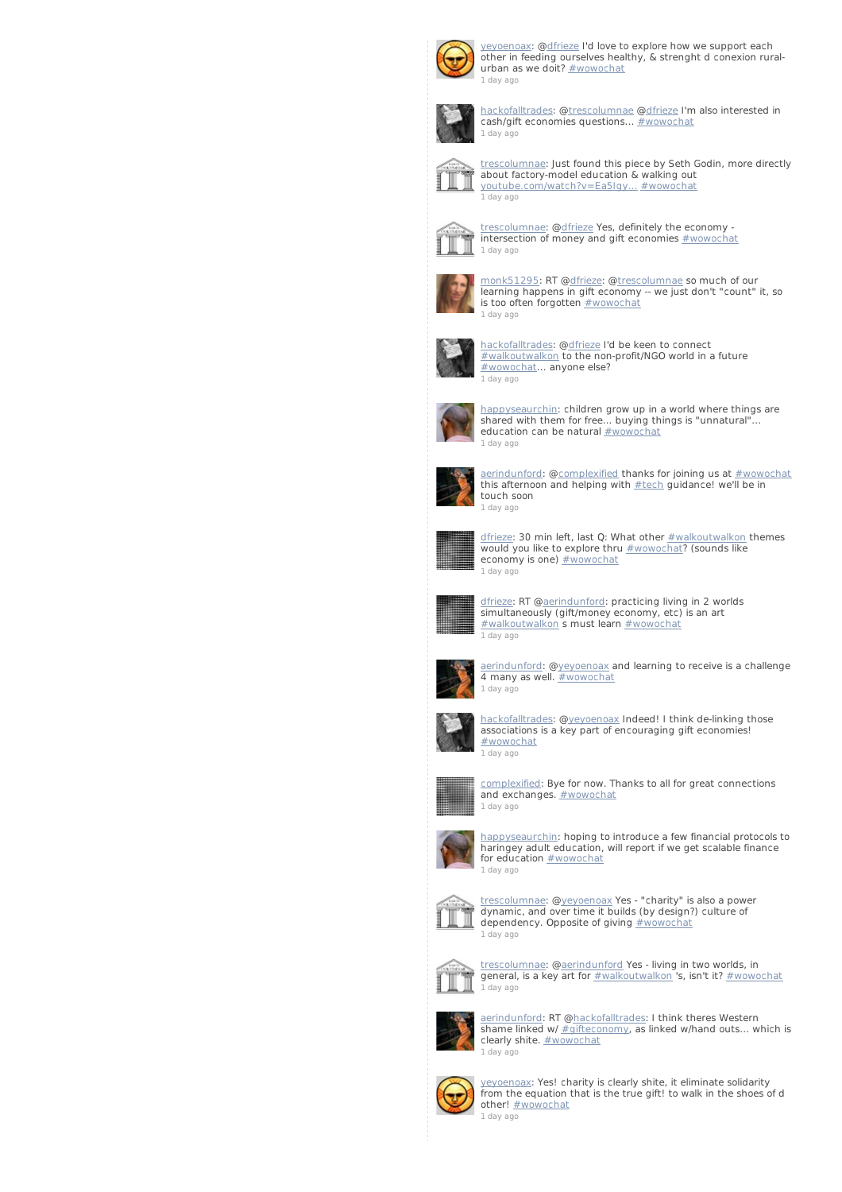yeyoenoax: @dfrieze I'd love to explore how we support each other in feeding ourselves healthy, & strenght d conexion rural-urban as we doit? #wowochat
1 day ago

hackofalltrades: @trescolumnae @dfrieze I'm also interested in cash/gift economies questions... #wowochat
1 day ago

trescolumnae: Just found this piece by Seth Godin, more directly about factory-model education & walking out youtube.com/watch?v=Ea5Igy... #wowochat
1 day ago

trescolumnae: @dfrieze Yes, definitely the economy - intersection of money and gift economies #wowochat
1 day ago

monk51295: RT @dfrieze: @trescolumnae so much of our learning happens in gift economy -- we just don't "count" it, so is too often forgotten #wowochat
1 day ago

hackofalltrades: @dfrieze I'd be keen to connect #walkoutwalkon to the non-profit/NGO world in a future #wowochat... anyone else?
1 day ago

happyseaurchin: children grow up in a world where things are shared with them for free... buying things is "unnatural"... education can be natural #wowochat
1 day ago

aerindunford: @complexified thanks for joining us at #wowochat this afternoon and helping with #tech guidance! we'll be in touch soon
1 day ago

dfrieze: 30 min left, last Q: What other #walkoutwalkon themes would you like to explore thru #wowochat? (sounds like economy is one) #wowochat
1 day ago

dfrieze: RT @aerindunford: practicing living in 2 worlds simultaneously (gift/money economy, etc) is an art #walkoutwalkon s must learn #wowochat
1 day ago

aerindunford: @yeyoenoax and learning to receive is a challenge 4 many as well. #wowochat
1 day ago

hackofalltrades: @yeyoenoax Indeed! I think de-linking those associations is a key part of encouraging gift economies! #wowochat
1 day ago

complexified: Bye for now. Thanks to all for great connections and exchanges. #wowochat
1 day ago

happyseaurchin: hoping to introduce a few financial protocols to haringey adult education, will report if we get scalable finance for education #wowochat
1 day ago

trescolumnae: @yeyoenoax Yes - "charity" is also a power dynamic, and over time it builds (by design?) culture of dependency. Opposite of giving #wowochat
1 day ago

trescolumnae: @aerindunford Yes - living in two worlds, in general, is a key art for #walkoutwalkon 's, isn't it? #wowochat
1 day ago

aerindunford: RT @hackofalltrades: I think theres Western shame linked w/ #gifteconomy, as linked w/hand outs... which is clearly shite. #wowochat
1 day ago

yeyoenoax: Yes! charity is clearly shite, it eliminate solidarity from the equation that is the true gift! to walk in the shoes of d other! #wowochat
1 day ago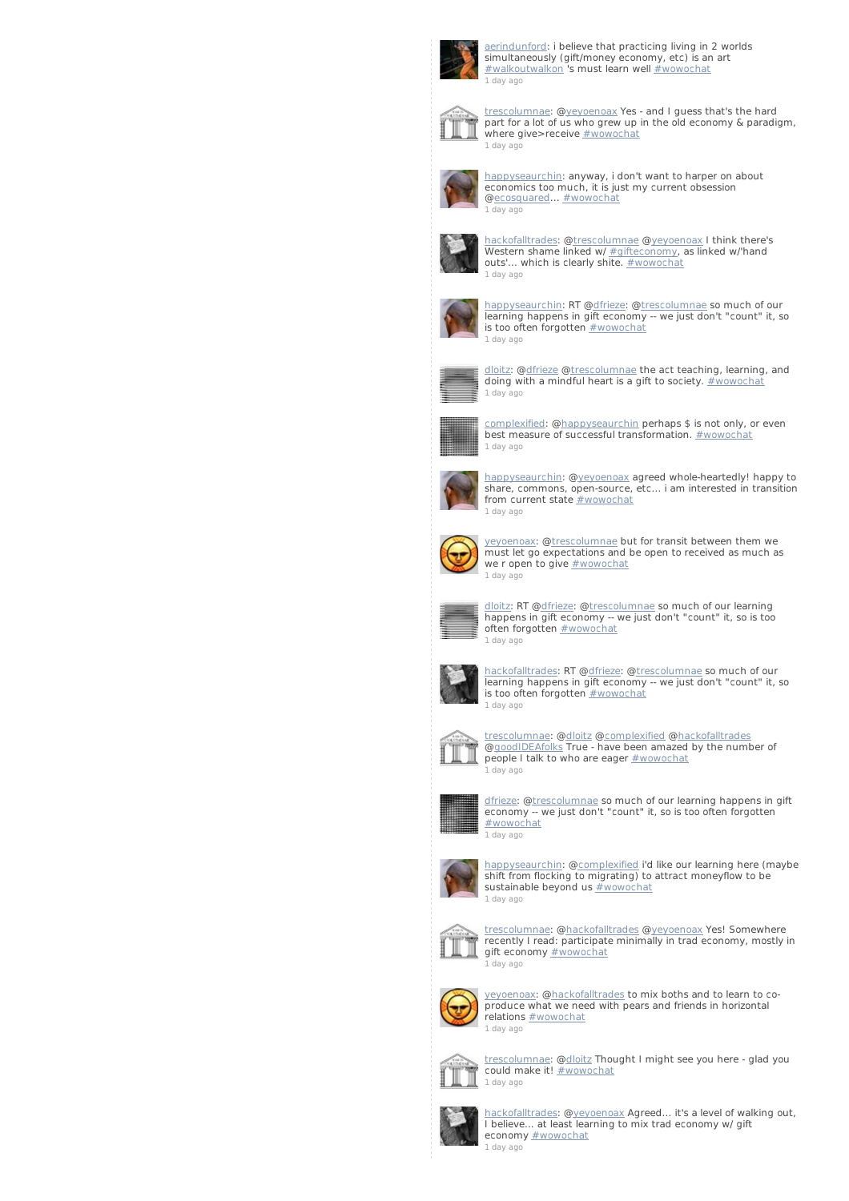aerindunford: i believe that practicing living in 2 worlds simultaneously (gift/money economy, etc) is an art #walkoutwalkon 's must learn well #wowochat
1 day ago

trescolumnae: @yeyoenoax Yes - and I guess that's the hard part for a lot of us who grew up in the old economy & paradigm, where give>receive #wowochat
1 day ago

happyseaurchin: anyway, i don't want to harper on about economics too much, it is just my current obsession @ecosquared... #wowochat
1 day ago

hackofalltrades: @trescolumnae @yeyoenoax I think there's Western shame linked w/ #gifteconomy, as linked w/'hand outs'... which is clearly shite. #wowochat
1 day ago

happyseaurchin: RT @dfrieze: @trescolumnae so much of our learning happens in gift economy -- we just don't "count" it, so is too often forgotten #wowochat
1 day ago

dloitz: @dfrieze @trescolumnae the act teaching, learning, and doing with a mindful heart is a gift to society. #wowochat
1 day ago

complexified: @happyseaurchin perhaps $ is not only, or even best measure of successful transformation. #wowochat
1 day ago

happyseaurchin: @yeyoenoax agreed whole-heartedly! happy to share, commons, open-source, etc... i am interested in transition from current state #wowochat
1 day ago

yeyoenoax: @trescolumnae but for transit between them we must let go expectations and be open to received as much as we r open to give #wowochat
1 day ago

dloitz: RT @dfrieze: @trescolumnae so much of our learning happens in gift economy -- we just don't "count" it, so is too often forgotten #wowochat
1 day ago

hackofalltrades: RT @dfrieze: @trescolumnae so much of our learning happens in gift economy -- we just don't "count" it, so is too often forgotten #wowochat
1 day ago

trescolumnae: @dloitz @complexified @hackofalltrades @goodIDEAfolks True - have been amazed by the number of people I talk to who are eager #wowochat
1 day ago

dfrieze: @trescolumnae so much of our learning happens in gift economy -- we just don't "count" it, so is too often forgotten #wowochat
1 day ago

happyseaurchin: @complexified i'd like our learning here (maybe shift from flocking to migrating) to attract moneyflow to be sustainable beyond us #wowochat
1 day ago

trescolumnae: @hackofalltrades @yeyoenoax Yes! Somewhere recently I read: participate minimally in trad economy, mostly in gift economy #wowochat
1 day ago

yeyoenoax: @hackofalltrades to mix boths and to learn to co-produce what we need with pears and friends in horizontal relations #wowochat
1 day ago

trescolumnae: @dloitz Thought I might see you here - glad you could make it! #wowochat
1 day ago

hackofalltrades: @yeyoenoax Agreed... it's a level of walking out, I believe... at least learning to mix trad economy w/ gift economy #wowochat
1 day ago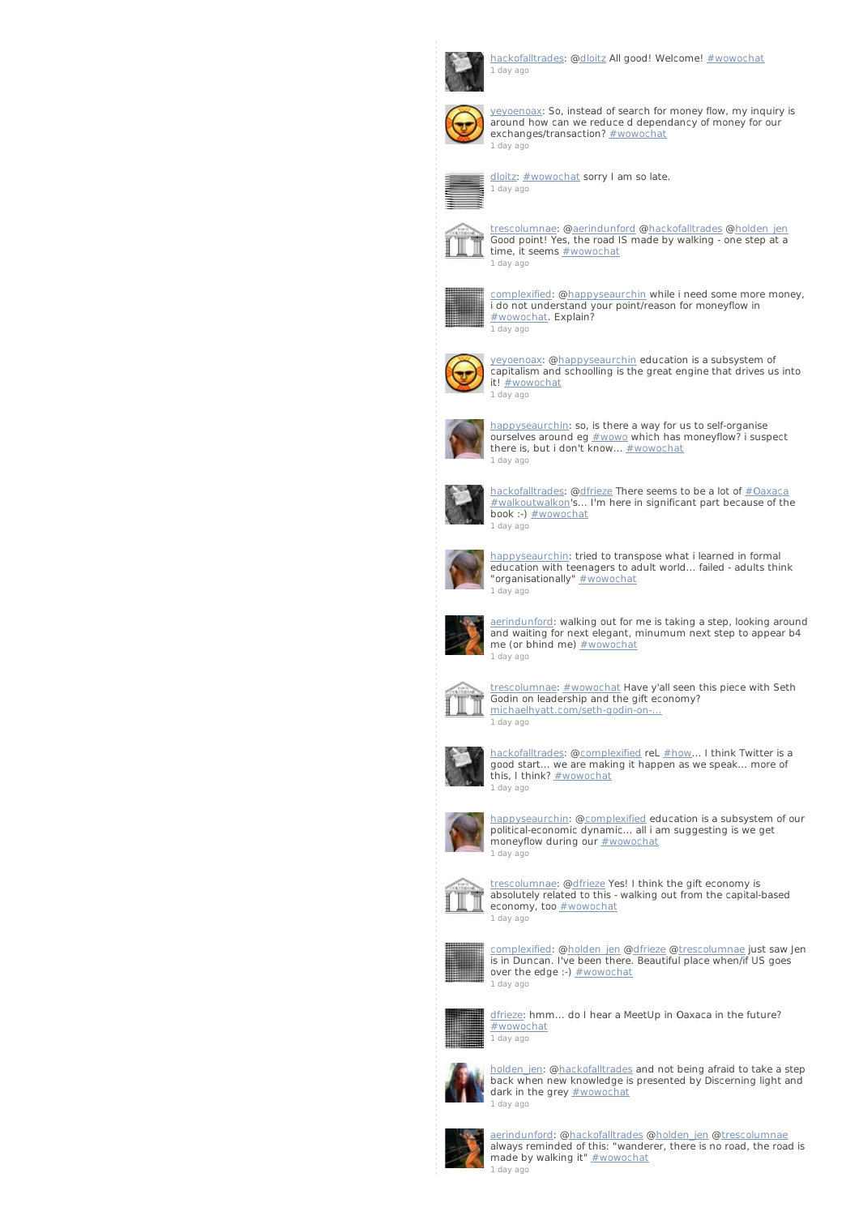hackofalltrades: @dloitz All good! Welcome! #wowochat
1 day ago

yeyoenoax: So, instead of search for money flow, my inquiry is around how can we reduce d dependancy of money for our exchanges/transaction? #wowochat
1 day ago

dloitz: #wowochat sorry I am so late.
1 day ago

trescolumnae: @aerindunford @hackofalltrades @holden_jen Good point! Yes, the road IS made by walking - one step at a time, it seems #wowochat
1 day ago

complexified: @happyseaurchin while i need some more money, i do not understand your point/reason for moneyflow in #wowochat. Explain?
1 day ago

yeyoenoax: @happyseaurchin education is a subsystem of capitalism and schoolling is the great engine that drives us into it! #wowochat
1 day ago

happyseaurchin: so, is there a way for us to self-organise ourselves around eg #wowo which has moneyflow? i suspect there is, but i don't know... #wowochat
1 day ago

hackofalltrades: @dfrieze There seems to be a lot of #Oaxaca #walkoutwalkon's... I'm here in significant part because of the book :-) #wowochat
1 day ago

happyseaurchin: tried to transpose what i learned in formal education with teenagers to adult world... failed - adults think "organisationally" #wowochat
1 day ago

aerindunford: walking out for me is taking a step, looking around and waiting for next elegant, minumum next step to appear b4 me (or bhind me) #wowochat
1 day ago

trescolumnae: #wowochat Have y'all seen this piece with Seth Godin on leadership and the gift economy? michaelhyatt.com/seth-godin-on-...
1 day ago

hackofalltrades: @complexified reL #how... I think Twitter is a good start... we are making it happen as we speak... more of this, I think? #wowochat
1 day ago

happyseaurchin: @complexified education is a subsystem of our political-economic dynamic... all i am suggesting is we get moneyflow during our #wowochat
1 day ago

trescolumnae: @dfrieze Yes! I think the gift economy is absolutely related to this - walking out from the capital-based economy, too #wowochat
1 day ago

complexified: @holden_jen @dfrieze @trescolumnae just saw Jen is in Duncan. I've been there. Beautiful place when/if US goes over the edge :-) #wowochat
1 day ago

dfrieze: hmm... do I hear a MeetUp in Oaxaca in the future? #wowochat
1 day ago

holden_jen: @hackofalltrades and not being afraid to take a step back when new knowledge is presented by Discerning light and dark in the grey #wowochat
1 day ago

aerindunford: @hackofalltrades @holden_jen @trescolumnae always reminded of this: "wanderer, there is no road, the road is made by walking it" #wowochat
1 day ago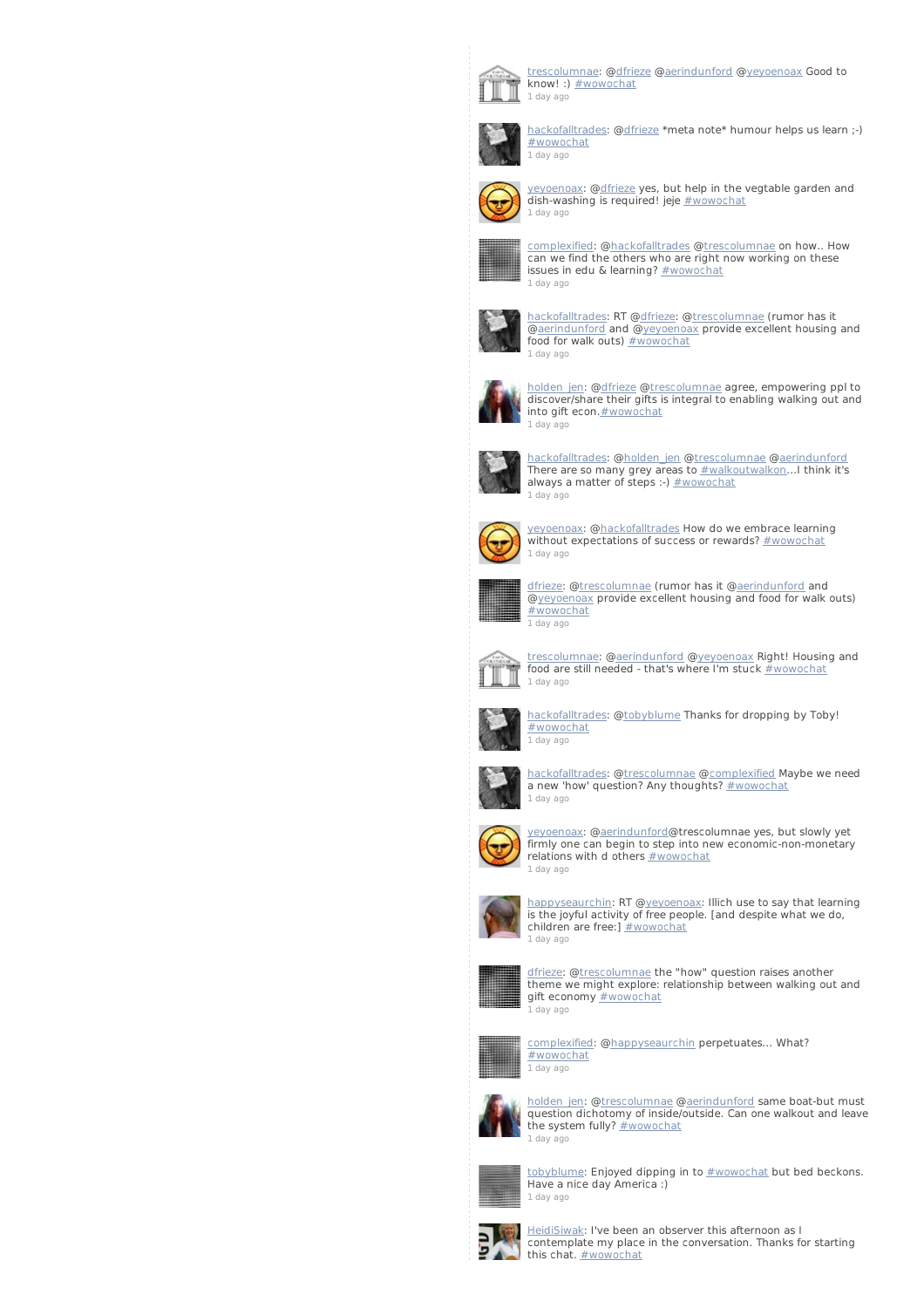trescolumnae: @dfrieze @aerindunford @yeyoenoax Good to know! :) #wowochat
1 day ago

hackofalltrades: @dfrieze *meta note* humour helps us learn ;-) #wowochat
1 day ago

yeyoenoax: @dfrieze yes, but help in the vegtable garden and dish-washing is required! jeje #wowochat
1 day ago

complexified: @hackofalltrades @trescolumnae on how.. How can we find the others who are right now working on these issues in edu & learning? #wowochat
1 day ago

hackofalltrades: RT @dfrieze: @trescolumnae (rumor has it @aerindunford and @yeyoenoax provide excellent housing and food for walk outs) #wowochat
1 day ago

holden_jen: @dfrieze @trescolumnae agree, empowering ppl to discover/share their gifts is integral to enabling walking out and into gift econ.#wowochat
1 day ago

hackofalltrades: @holden_jen @trescolumnae @aerindunford There are so many grey areas to #walkoutwalkon...I think it's always a matter of steps :-) #wowochat
1 day ago

yeyoenoax: @hackofalltrades How do we embrace learning without expectations of success or rewards? #wowochat
1 day ago

dfrieze: @trescolumnae (rumor has it @aerindunford and @yeyoenoax provide excellent housing and food for walk outs) #wowochat
1 day ago

trescolumnae: @aerindunford @yeyoenoax Right! Housing and food are still needed - that's where I'm stuck #wowochat
1 day ago

hackofalltrades: @tobyblume Thanks for dropping by Toby! #wowochat
1 day ago

hackofalltrades: @trescolumnae @complexified Maybe we need a new 'how' question? Any thoughts? #wowochat
1 day ago

yeyoenoax: @aerindunford@trescolumnae yes, but slowly yet firmly one can begin to step into new economic-non-monetary relations with d others #wowochat
1 day ago

happyseaurchin: RT @yeyoenoax: Illich use to say that learning is the joyful activity of free people. [and despite what we do, children are free:] #wowochat
1 day ago

dfrieze: @trescolumnae the "how" question raises another theme we might explore: relationship between walking out and gift economy #wowochat
1 day ago

complexified: @happyseaurchin perpetuates... What? #wowochat
1 day ago

holden_jen: @trescolumnae @aerindunford same boat-but must question dichotomy of inside/outside. Can one walkout and leave the system fully? #wowochat
1 day ago

tobyblume: Enjoyed dipping in to #wowochat but bed beckons. Have a nice day America :)
1 day ago

HeidiSiwak: I've been an observer this afternoon as I contemplate my place in the conversation. Thanks for starting this chat. #wowochat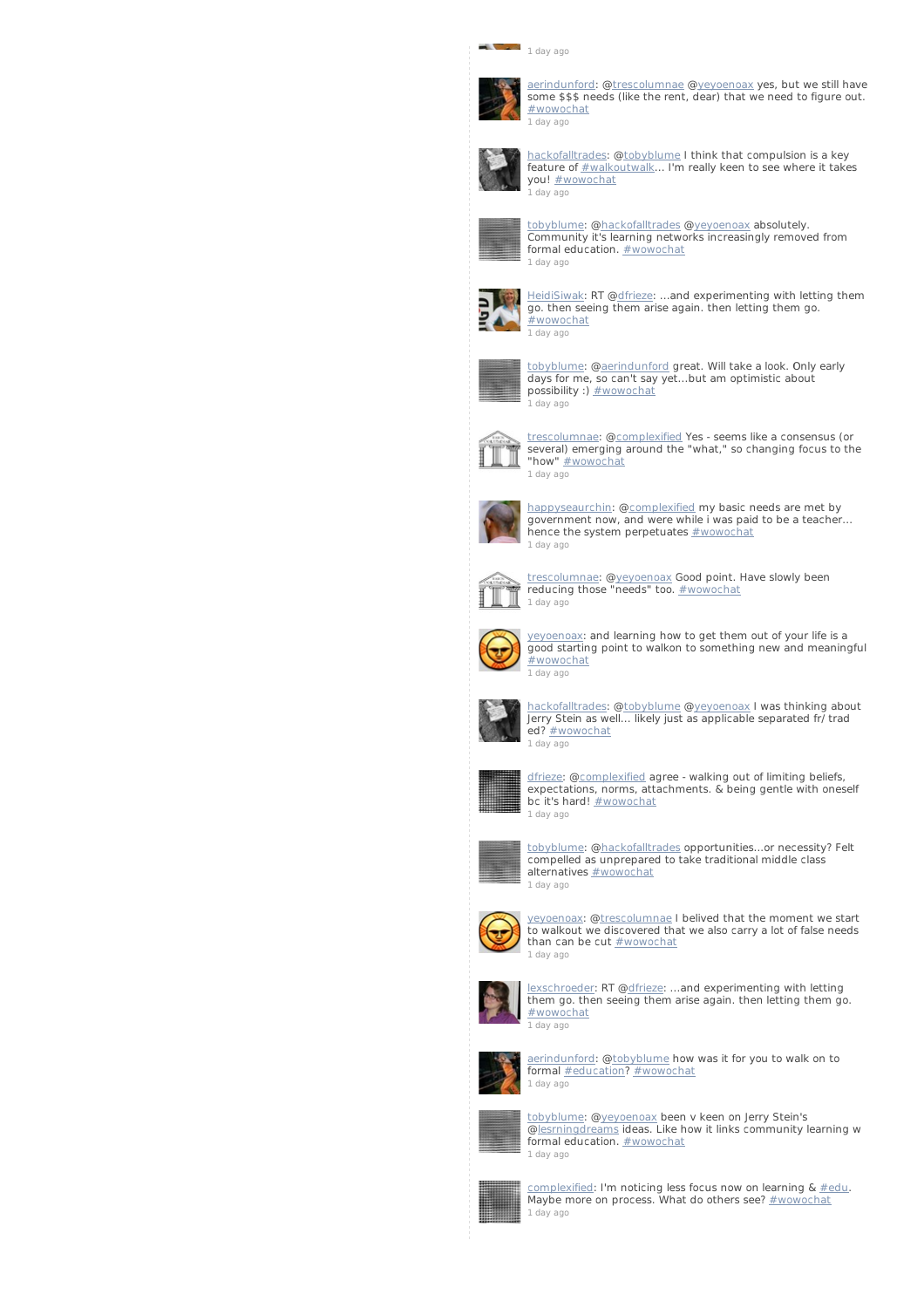1 day ago

aerindunford: @trescolumnae @yeyoenoax yes, but we still have some $$$ needs (like the rent, dear) that we need to figure out. #wowochat
1 day ago

hackofalltrades: @tobyblume I think that compulsion is a key feature of #walkoutwalk... I'm really keen to see where it takes you! #wowochat
1 day ago

tobyblume: @hackofalltrades @yeyoenoax absolutely. Community it's learning networks increasingly removed from formal education. #wowochat
1 day ago

HeidiSiwak: RT @dfrieze: ...and experimenting with letting them go. then seeing them arise again. then letting them go. #wowochat
1 day ago

tobyblume: @aerindunford great. Will take a look. Only early days for me, so can't say yet...but am optimistic about possibility :) #wowochat
1 day ago

trescolumnae: @complexified Yes - seems like a consensus (or several) emerging around the "what," so changing focus to the "how" #wowochat
1 day ago

happyseaurchin: @complexified my basic needs are met by government now, and were while i was paid to be a teacher... hence the system perpetuates #wowochat
1 day ago

trescolumnae: @yeyoenoax Good point. Have slowly been reducing those "needs" too. #wowochat
1 day ago

yeyoenoax: and learning how to get them out of your life is a good starting point to walkon to something new and meaningful #wowochat
1 day ago

hackofalltrades: @tobyblume @yeyoenoax I was thinking about Jerry Stein as well... likely just as applicable separated fr/ trad ed? #wowochat
1 day ago

dfrieze: @complexified agree - walking out of limiting beliefs, expectations, norms, attachments. & being gentle with oneself bc it's hard! #wowochat
1 day ago

tobyblume: @hackofalltrades opportunities...or necessity? Felt compelled as unprepared to take traditional middle class alternatives #wowochat
1 day ago

yeyoenoax: @trescolumnae I belived that the moment we start to walkout we discovered that we also carry a lot of false needs than can be cut #wowochat
1 day ago

lexschroeder: RT @dfrieze: ...and experimenting with letting them go. then seeing them arise again. then letting them go. #wowochat
1 day ago

aerindunford: @tobyblume how was it for you to walk on to formal #education? #wowochat
1 day ago

tobyblume: @yeyoenoax been v keen on Jerry Stein's @lesrningdreams ideas. Like how it links community learning w formal education. #wowochat
1 day ago

complexified: I'm noticing less focus now on learning & #edu. Maybe more on process. What do others see? #wowochat
1 day ago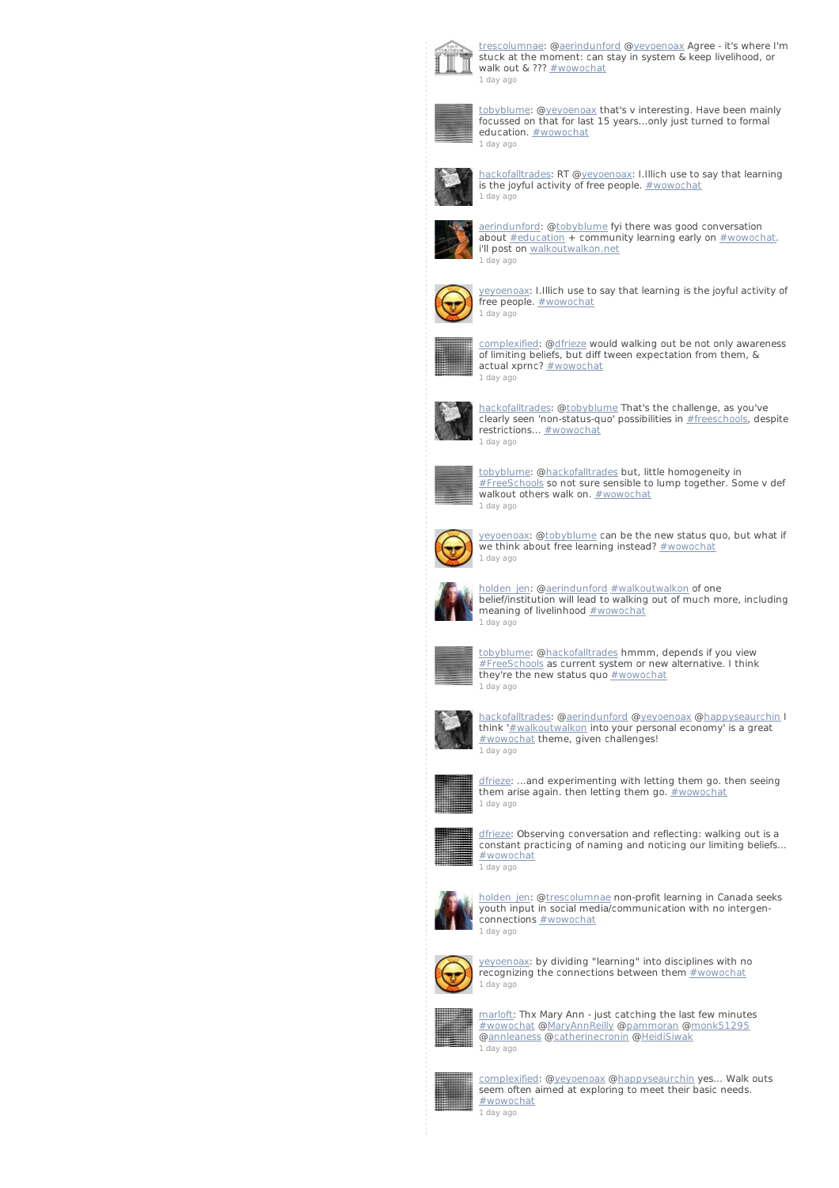trescolumnae: @aerindunford @yeyoenoax Agree - it's where I'm stuck at the moment: can stay in system & keep livelihood, or walk out & ??? #wowochat
1 day ago

tobyblume: @yeyoenoax that's v interesting. Have been mainly focussed on that for last 15 years...only just turned to formal education. #wowochat
1 day ago

hackofalltrades: RT @yeyoenoax: I.Illich use to say that learning is the joyful activity of free people. #wowochat
1 day ago

aerindunford: @tobyblume fyi there was good conversation about #education + community learning early on #wowochat. i'll post on walkoutwalkon.net
1 day ago

yeyoenoax: I.Illich use to say that learning is the joyful activity of free people. #wowochat
1 day ago

complexified: @dfrieze would walking out be not only awareness of limiting beliefs, but diff tween expectation from them, & actual xprnc? #wowochat
1 day ago

hackofalltrades: @tobyblume That's the challenge, as you've clearly seen 'non-status-quo' possibilities in #freeschools, despite restrictions... #wowochat
1 day ago

tobyblume: @hackofalltrades but, little homogeneity in #FreeSchools so not sure sensible to lump together. Some v def walkout others walk on. #wowochat
1 day ago

yeyoenoax: @tobyblume can be the new status quo, but what if we think about free learning instead? #wowochat
1 day ago

holden_jen: @aerindunford #walkoutwalkon of one belief/institution will lead to walking out of much more, including meaning of livelihood #wowochat
1 day ago

tobyblume: @hackofalltrades hmmm, depends if you view #FreeSchools as current system or new alternative. I think they're the new status quo #wowochat
1 day ago

hackofalltrades: @aerindunford @yeyoenoax @happyseaurchin I think '#walkoutwalkon into your personal economy' is a great #wowochat theme, given challenges!
1 day ago

dfrieze: ...and experimenting with letting them go. then seeing them arise again. then letting them go. #wowochat
1 day ago

dfrieze: Observing conversation and reflecting: walking out is a constant practicing of naming and noticing our limiting beliefs... #wowochat
1 day ago

holden_jen: @trescolumnae non-profit learning in Canada seeks youth input in social media/communication with no intergen-connections #wowochat
1 day ago

yeyoenoax: by dividing "learning" into disciplines with no recognizing the connections between them #wowochat
1 day ago

marloft: Thx Mary Ann - just catching the last few minutes #wowochat @MaryAnnReilly @pammoran @monk51295 @annleaness @catherinecronin @HeidiSiwak
1 day ago

complexified: @yeyoenoax @happyseaurchin yes... Walk outs seem often aimed at exploring to meet their basic needs. #wowochat
1 day ago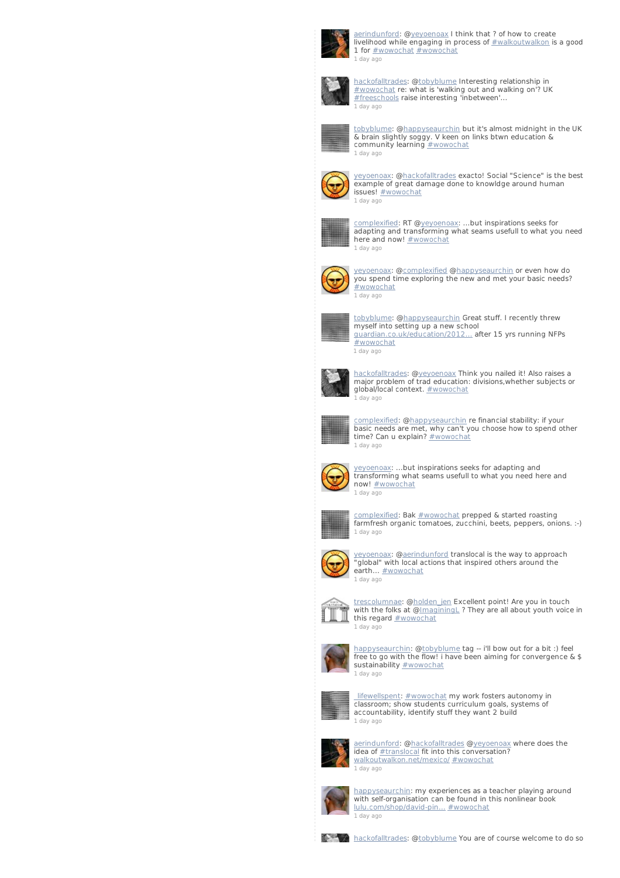aerindunford: @yeyoenoax I think that ? of how to create livelihood while engaging in process of #walkoutwalkon is a good 1 for #wowochat #wowochat
1 day ago

hackofalltrades: @tobyblume Interesting relationship in #wowochat re: what is 'walking out and walking on'? UK #freeschools raise interesting 'inbetween'...
1 day ago

tobyblume: @happyseaurchin but it's almost midnight in the UK & brain slightly soggy. V keen on links btwn education & community learning #wowochat
1 day ago

yeyoenoax: @hackofalltrades exacto! Social "Science" is the best example of great damage done to knowldge around human issues! #wowochat
1 day ago

complexified: RT @yeyoenoax: ...but inspirations seeks for adapting and transforming what seams usefull to what you need here and now! #wowochat
1 day ago

yeyoenoax: @complexified @happyseaurchin or even how do you spend time exploring the new and met your basic needs? #wowochat
1 day ago

tobyblume: @happyseaurchin Great stuff. I recently threw myself into setting up a new school guardian.co.uk/education/2012... after 15 yrs running NFPs #wowochat
1 day ago

hackofalltrades: @yeyoenoax Think you nailed it! Also raises a major problem of trad education: divisions,whether subjects or global/local context. #wowochat
1 day ago

complexified: @happyseaurchin re financial stability: if your basic needs are met, why can't you choose how to spend other time? Can u explain? #wowochat
1 day ago

yeyoenoax: ...but inspirations seeks for adapting and transforming what seams usefull to what you need here and now! #wowochat
1 day ago

complexified: Bak #wowochat prepped & started roasting farmfresh organic tomatoes, zucchini, beets, peppers, onions. :-)
1 day ago

yeyoenoax: @aerindunford translocal is the way to approach "global" with local actions that inspired others around the earth... #wowochat
1 day ago

trescolumnae: @holden_jen Excellent point! Are you in touch with the folks at @ImaginingL ? They are all about youth voice in this regard #wowochat
1 day ago

happyseaurchin: @tobyblume tag -- i'll bow out for a bit :) feel free to go with the flow! i have been aiming for convergence & $ sustainability #wowochat
1 day ago

_lifewellspent: #wowochat my work fosters autonomy in classroom; show students curriculum goals, systems of accountability, identify stuff they want 2 build
1 day ago

aerindunford: @hackofalltrades @yeyoenoax where does the idea of #translocal fit into this conversation? walkoutwalkon.net/mexico/ #wowochat
1 day ago

happyseaurchin: my experiences as a teacher playing around with self-organisation can be found in this nonlinear book lulu.com/shop/david-pin... #wowochat
1 day ago

hackofalltrades: @tobyblume You are of course welcome to do so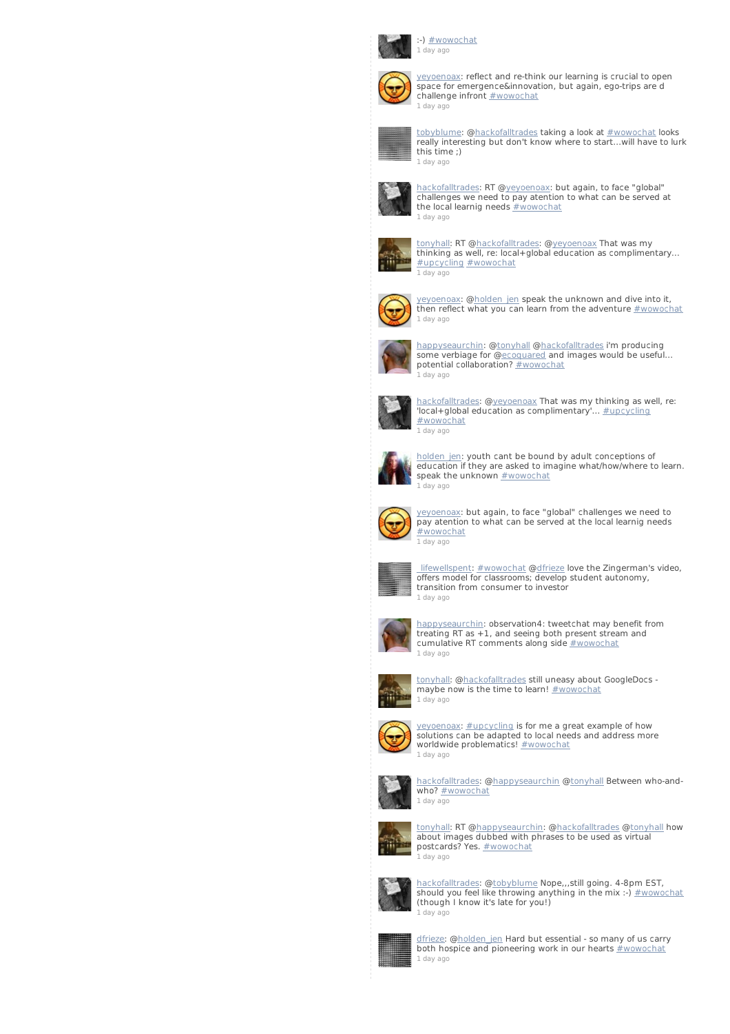:-) #wowochat
1 day ago

yeyoenoax: reflect and re-think our learning is crucial to open space for emergence&innovation, but again, ego-trips are d challenge infront #wowochat
1 day ago

tobyblume: @hackofalltrades taking a look at #wowochat looks really interesting but don't know where to start...will have to lurk this time ;)
1 day ago

hackofalltrades: RT @yeyoenoax: but again, to face "global" challenges we need to pay atention to what can be served at the local learnig needs #wowochat
1 day ago

tonyhall: RT @hackofalltrades: @yeyoenoax That was my thinking as well, re: local+global education as complimentary... #upcycling #wowochat
1 day ago

yeyoenoax: @holden_jen speak the unknown and dive into it, then reflect what you can learn from the adventure #wowochat
1 day ago

happyseaurchin: @tonyhall @hackofalltrades i'm producing some verbiage for @ecoquared and images would be useful... potential collaboration? #wowochat
1 day ago

hackofalltrades: @yeyoenoax That was my thinking as well, re: 'local+global education as complimentary'... #upcycling #wowochat
1 day ago

holden_jen: youth cant be bound by adult conceptions of education if they are asked to imagine what/how/where to learn. speak the unknown #wowochat
1 day ago

yeyoenoax: but again, to face "global" challenges we need to pay atention to what can be served at the local learnig needs #wowochat
1 day ago

_lifewellspent: #wowochat @dfrieze love the Zingerman's video, offers model for classrooms; develop student autonomy, transition from consumer to investor
1 day ago

happyseaurchin: observation4: tweetchat may benefit from treating RT as +1, and seeing both present stream and cumulative RT comments along side #wowochat
1 day ago

tonyhall: @hackofalltrades still uneasy about GoogleDocs - maybe now is the time to learn! #wowochat
1 day ago

yeyoenoax: #upcycling is for me a great example of how solutions can be adapted to local needs and address more worldwide problematics! #wowochat
1 day ago

hackofalltrades: @happyseaurchin @tonyhall Between who-and-who? #wowochat
1 day ago

tonyhall: RT @happyseaurchin: @hackofalltrades @tonyhall how about images dubbed with phrases to be used as virtual postcards? Yes. #wowochat
1 day ago

hackofalltrades: @tobyblume Nope,,,still going. 4-8pm EST, should you feel like throwing anything in the mix :-) #wowochat (though I know it's late for you!)
1 day ago

dfrieze: @holden_jen Hard but essential - so many of us carry both hospice and pioneering work in our hearts #wowochat
1 day ago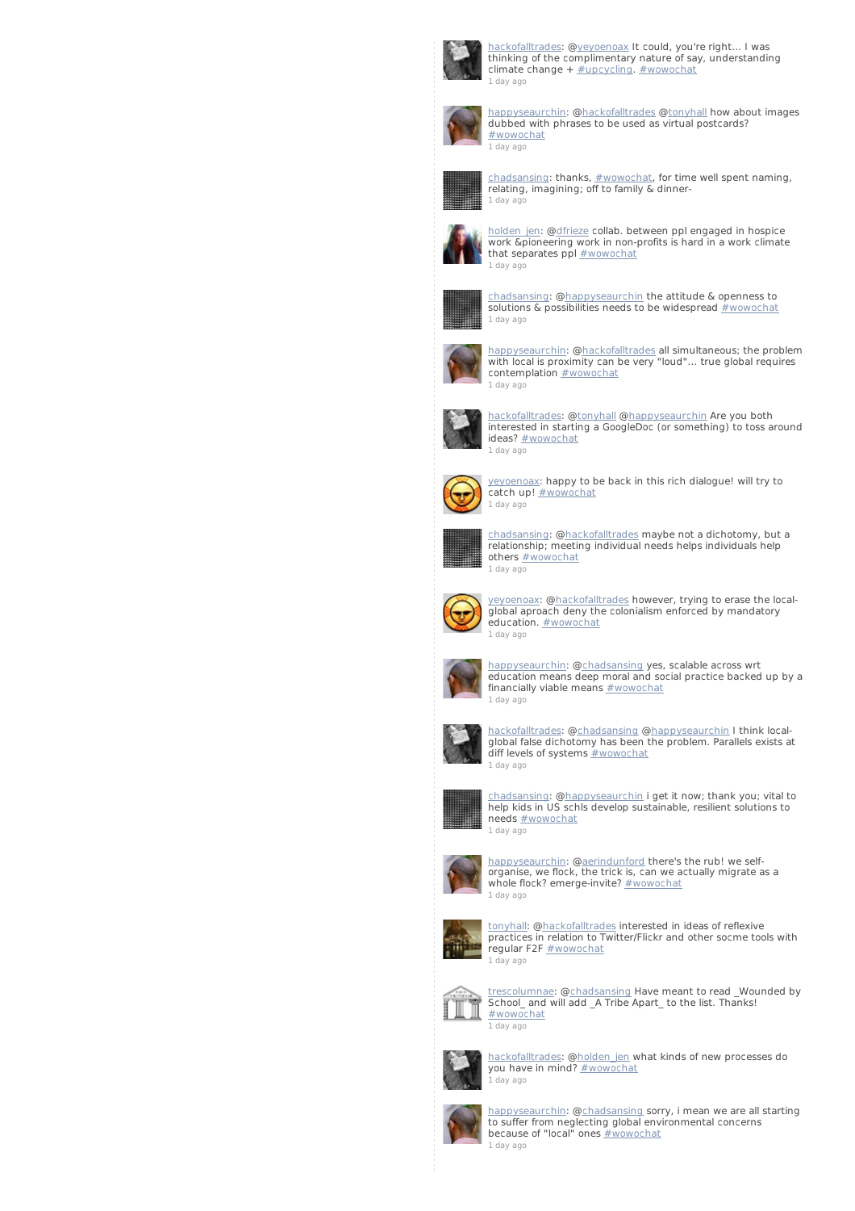hackofalltrades: @yeyoenoax It could, you're right... I was thinking of the complimentary nature of say, understanding climate change + #upcycling. #wowochat
1 day ago

happyseaurchin: @hackofalltrades @tonyhall how about images dubbed with phrases to be used as virtual postcards? #wowochat
1 day ago

chadsansing: thanks, #wowochat, for time well spent naming, relating, imagining; off to family & dinner-
1 day ago

holden_jen: @dfrieze collab. between ppl engaged in hospice work &pioneering work in non-profits is hard in a work climate that separates ppl #wowochat
1 day ago

chadsansing: @happyseaurchin the attitude & openness to solutions & possibilities needs to be widespread #wowochat
1 day ago

happyseaurchin: @hackofalltrades all simultaneous; the problem with local is proximity can be very "loud"... true global requires contemplation #wowochat
1 day ago

hackofalltrades: @tonyhall @happyseaurchin Are you both interested in starting a GoogleDoc (or something) to toss around ideas? #wowochat
1 day ago

yeyoenoax: happy to be back in this rich dialogue! will try to catch up! #wowochat
1 day ago

chadsansing: @hackofalltrades maybe not a dichotomy, but a relationship; meeting individual needs helps individuals help others #wowochat
1 day ago

yeyoenoax: @hackofalltrades however, trying to erase the local-global aproach deny the colonialism enforced by mandatory education. #wowochat
1 day ago

happyseaurchin: @chadsansing yes, scalable across wrt education means deep moral and social practice backed up by a financially viable means #wowochat
1 day ago

hackofalltrades: @chadsansing @happyseaurchin I think local-global false dichotomy has been the problem. Parallels exists at diff levels of systems #wowochat
1 day ago

chadsansing: @happyseaurchin i get it now; thank you; vital to help kids in US schls develop sustainable, resilient solutions to needs #wowochat
1 day ago

happyseaurchin: @aerindunford there's the rub! we self-organise, we flock, the trick is, can we actually migrate as a whole flock? emerge-invite? #wowochat
1 day ago

tonyhall: @hackofalltrades interested in ideas of reflexive practices in relation to Twitter/Flickr and other socme tools with regular F2F #wowochat
1 day ago

trescolumnae: @chadsansing Have meant to read _Wounded by School_ and will add _A Tribe Apart_ to the list. Thanks! #wowochat
1 day ago

hackofalltrades: @holden_jen what kinds of new processes do you have in mind? #wowochat
1 day ago

happyseaurchin: @chadsansing sorry, i mean we are all starting to suffer from neglecting global environmental concerns because of "local" ones #wowochat
1 day ago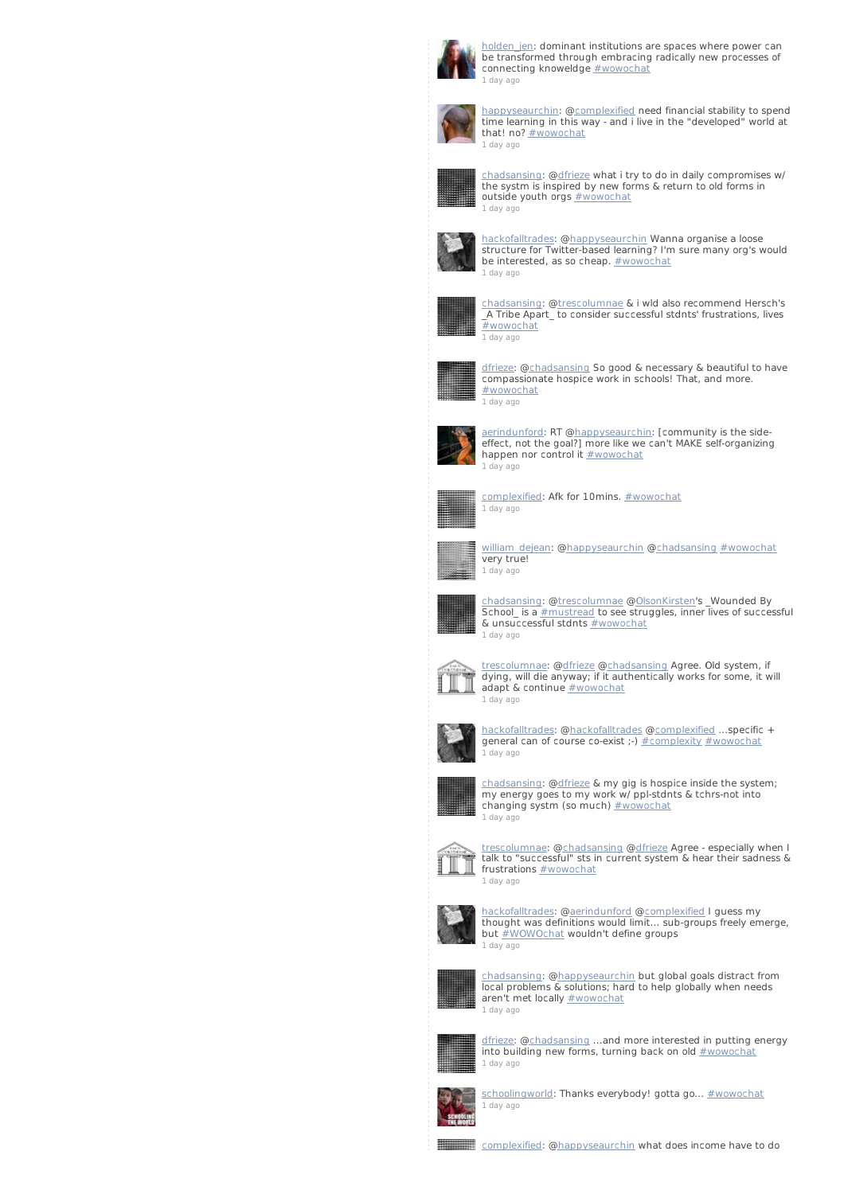holden_jen: dominant institutions are spaces where power can be transformed through embracing radically new processes of connecting knoweldge #wowochat
1 day ago

happyseaurchin: @complexified need financial stability to spend time learning in this way - and i live in the "developed" world at that! no? #wowochat
1 day ago

chadsansing: @dfrieze what i try to do in daily compromises w/ the systm is inspired by new forms & return to old forms in outside youth orgs #wowochat
1 day ago

hackofalltrades: @happyseaurchin Wanna organise a loose structure for Twitter-based learning? I'm sure many org's would be interested, as so cheap. #wowochat
1 day ago

chadsansing: @trescolumnae & i wld also recommend Hersch's _A Tribe Apart_ to consider successful stdnts' frustrations, lives #wowochat
1 day ago

dfrieze: @chadsansing So good & necessary & beautiful to have compassionate hospice work in schools! That, and more. #wowochat
1 day ago

aerindunford: RT @happyseaurchin: [community is the side-effect, not the goal?] more like we can't MAKE self-organizing happen nor control it #wowochat
1 day ago

complexified: Afk for 10mins. #wowochat
1 day ago

william_dejean: @happyseaurchin @chadsansing #wowochat very true!
1 day ago

chadsansing: @trescolumnae @OlsonKirsten's _Wounded By School_ is a #mustread to see struggles, inner lives of successful & unsuccessful stdnts #wowochat
1 day ago

trescolumnae: @dfrieze @chadsansing Agree. Old system, if dying, will die anyway; if it authentically works for some, it will adapt & continue #wowochat
1 day ago

hackofalltrades: @hackofalltrades @complexified ...specific + general can of course co-exist ;-) #complexity #wowochat
1 day ago

chadsansing: @dfrieze & my gig is hospice inside the system; my energy goes to my work w/ ppl-stdnts & tchrs-not into changing systm (so much) #wowochat
1 day ago

trescolumnae: @chadsansing @dfrieze Agree - especially when I talk to "successful" sts in current system & hear their sadness & frustrations #wowochat
1 day ago

hackofalltrades: @aerindunford @complexified I guess my thought was definitions would limit... sub-groups freely emerge, but #WOWOchat wouldn't define groups
1 day ago

chadsansing: @happyseaurchin but global goals distract from local problems & solutions; hard to help globally when needs aren't met locally #wowochat
1 day ago

dfrieze: @chadsansing ...and more interested in putting energy into building new forms, turning back on old #wowochat
1 day ago

schoolingworld: Thanks everybody! gotta go... #wowochat
1 day ago

complexified: @happyseaurchin what does income have to do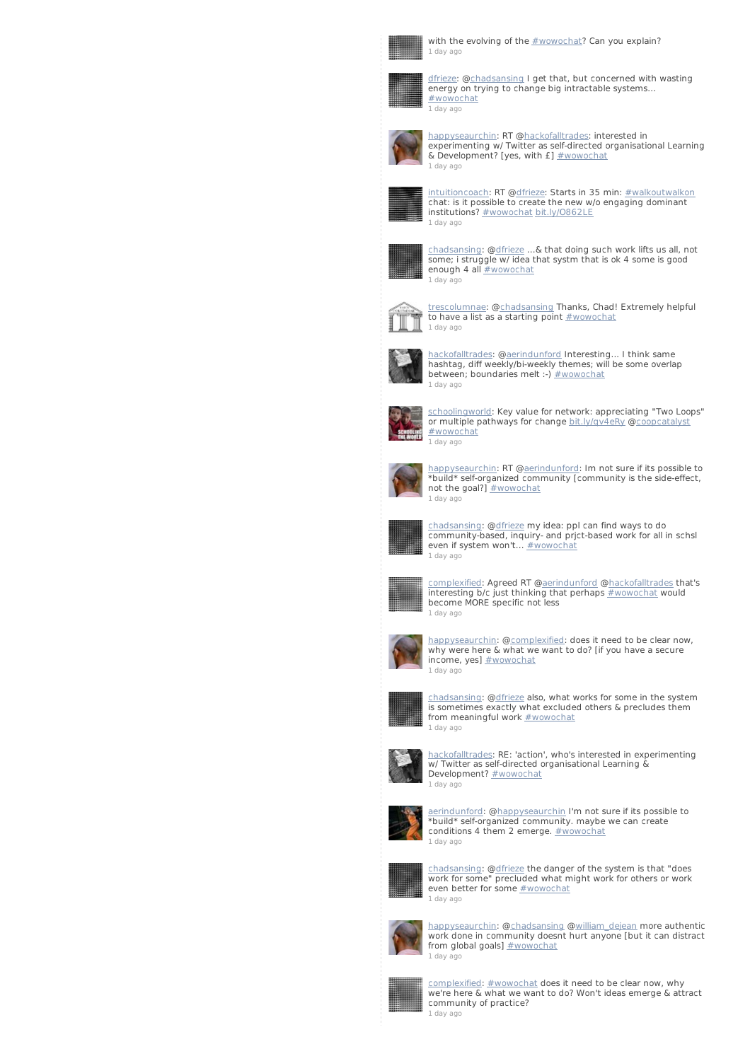with the evolving of the #wowochat? Can you explain?
1 day ago

dfrieze: @chadsansing I get that, but concerned with wasting energy on trying to change big intractable systems... #wowochat
1 day ago

happyseaurchin: RT @hackofalltrades: interested in experimenting w/ Twitter as self-directed organisational Learning & Development? [yes, with £] #wowochat
1 day ago

intuitioncoach: RT @dfrieze: Starts in 35 min: #walkoutwalkon chat: is it possible to create the new w/o engaging dominant institutions? #wowochat bit.ly/O862LE
1 day ago

chadsansing: @dfrieze ...& that doing such work lifts us all, not some; i struggle w/ idea that systm that is ok 4 some is good enough 4 all #wowochat
1 day ago

trescolumnae: @chadsansing Thanks, Chad! Extremely helpful to have a list as a starting point #wowochat
1 day ago

hackofalltrades: @aerindunford Interesting... I think same hashtag, diff weekly/bi-weekly themes; will be some overlap between; boundaries melt :-) #wowochat
1 day ago

schoolingworld: Key value for network: appreciating "Two Loops" or multiple pathways for change bit.ly/gv4eRy @coopcatalyst #wowochat
1 day ago

happyseaurchin: RT @aerindunford: Im not sure if its possible to *build* self-organized community [community is the side-effect, not the goal?] #wowochat
1 day ago

chadsansing: @dfrieze my idea: ppl can find ways to do community-based, inquiry- and prjct-based work for all in schsl even if system won't... #wowochat
1 day ago

complexified: Agreed RT @aerindunford @hackofalltrades that's interesting b/c just thinking that perhaps #wowochat would become MORE specific not less
1 day ago

happyseaurchin: @complexified: does it need to be clear now, why were here & what we want to do? [if you have a secure income, yes] #wowochat
1 day ago

chadsansing: @dfrieze also, what works for some in the system is sometimes exactly what excluded others & precludes them from meaningful work #wowochat
1 day ago

hackofalltrades: RE: 'action', who's interested in experimenting w/ Twitter as self-directed organisational Learning & Development? #wowochat
1 day ago

aerindunford: @happyseaurchin I'm not sure if its possible to *build* self-organized community. maybe we can create conditions 4 them 2 emerge. #wowochat
1 day ago

chadsansing: @dfrieze the danger of the system is that "does work for some" precluded what might work for others or work even better for some #wowochat
1 day ago

happyseaurchin: @chadsansing @william_dejean more authentic work done in community doesnt hurt anyone [but it can distract from global goals] #wowochat
1 day ago

complexified: #wowochat does it need to be clear now, why we're here & what we want to do? Won't ideas emerge & attract community of practice?
1 day ago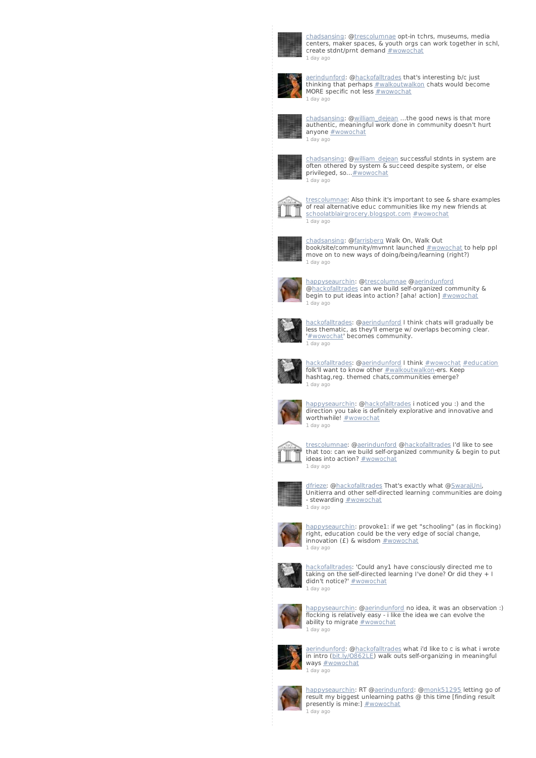chadsansing: @trescolumnae opt-in tchrs, museums, media centers, maker spaces, & youth orgs can work together in schl, create stdnt/prnt demand #wowochat
1 day ago

aerindunford: @hackofalltrades that's interesting b/c just thinking that perhaps #walkoutwalkon chats would become MORE specific not less #wowochat
1 day ago

chadsansing: @william_dejean ...the good news is that more authentic, meaningful work done in community doesn't hurt anyone #wowochat
1 day ago

chadsansing: @william_dejean successful stdnts in system are often othered by system & succeed despite system, or else privileged, so...#wowochat
1 day ago

trescolumnae: Also think it's important to see & share examples of real alternative educ communities like my new friends at schoolatblairgrocery.blogspot.com #wowochat
1 day ago

chadsansing: @farrisberg Walk On, Walk Out book/site/community/mvmnt launched #wowochat to help ppl move on to new ways of doing/being/learning (right?)
1 day ago

happyseaurchin: @trescolumnae @aerindunford @hackofalltrades can we build self-organized community & begin to put ideas into action? [aha! action] #wowochat
1 day ago

hackofalltrades: @aerindunford I think chats will gradually be less thematic, as they'll emerge w/ overlaps becoming clear. '#wowochat' becomes community.
1 day ago

hackofalltrades: @aerindunford I think #wowochat #education folk'll want to know other #walkoutwalkon-ers. Keep hashtag,reg. themed chats,communities emerge?
1 day ago

happyseaurchin: @hackofalltrades i noticed you :) and the direction you take is definitely explorative and innovative and worthwhile! #wowochat
1 day ago

trescolumnae: @aerindunford @hackofalltrades I'd like to see that too: can we build self-organized community & begin to put ideas into action? #wowochat
1 day ago

dfrieze: @hackofalltrades That's exactly what @SwarajUni, Unitierra and other self-directed learning communities are doing - stewarding #wowochat
1 day ago

happyseaurchin: provoke1: if we get "schooling" (as in flocking) right, education could be the very edge of social change, innovation (£) & wisdom #wowochat
1 day ago

hackofalltrades: 'Could any1 have consciously directed me to taking on the self-directed learning I've done? Or did they + I didn't notice?' #wowochat
1 day ago

happyseaurchin: @aerindunford no idea, it was an observation :) flocking is relatively easy - i like the idea we can evolve the ability to migrate #wowochat
1 day ago

aerindunford: @hackofalltrades what i'd like to c is what i wrote in intro (bit.ly/O862LE) walk outs self-organizing in meaningful ways #wowochat
1 day ago

happyseaurchin: RT @aerindunford: @monk51295 letting go of result my biggest unlearning paths @ this time [finding result presently is mine:] #wowochat
1 day ago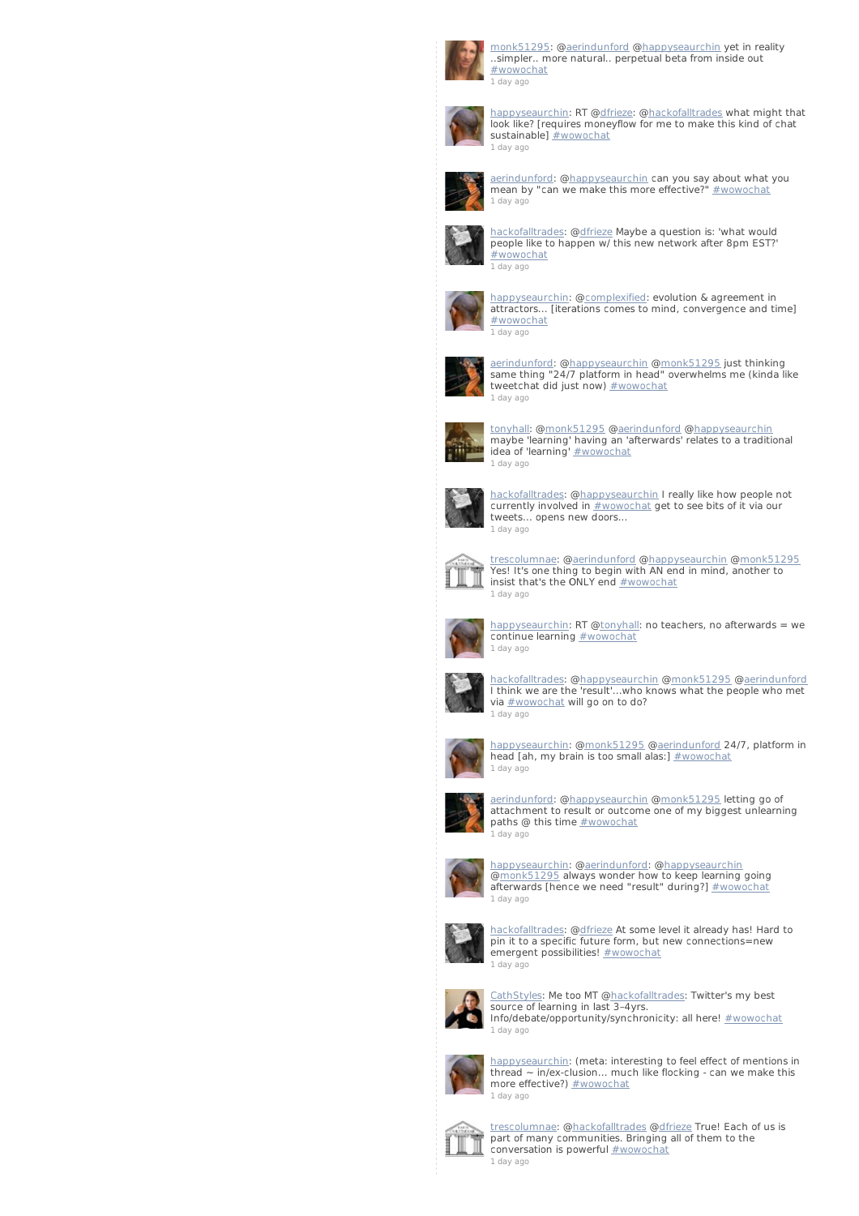monk51295: @aerindunford @happyseaurchin yet in reality ..simpler.. more natural.. perpetual beta from inside out #wowochat
1 day ago

happyseaurchin: RT @dfrieze: @hackofalltrades what might that look like? [requires moneyflow for me to make this kind of chat sustainable] #wowochat
1 day ago

aerindunford: @happyseaurchin can you say about what you mean by "can we make this more effective?" #wowochat
1 day ago

hackofalltrades: @dfrieze Maybe a question is: 'what would people like to happen w/ this new network after 8pm EST?' #wowochat
1 day ago

happyseaurchin: @complexified: evolution & agreement in attractors... [iterations comes to mind, convergence and time] #wowochat
1 day ago

aerindunford: @happyseaurchin @monk51295 just thinking same thing "24/7 platform in head" overwhelms me (kinda like tweetchat did just now) #wowochat
1 day ago

tonyhall: @monk51295 @aerindunford @happyseaurchin maybe 'learning' having an 'afterwards' relates to a traditional idea of 'learning' #wowochat
1 day ago

hackofalltrades: @happyseaurchin I really like how people not currently involved in #wowochat get to see bits of it via our tweets... opens new doors...
1 day ago

trescolumnae: @aerindunford @happyseaurchin @monk51295 Yes! It's one thing to begin with AN end in mind, another to insist that's the ONLY end #wowochat
1 day ago

happyseaurchin: RT @tonyhall: no teachers, no afterwards = we continue learning #wowochat
1 day ago

hackofalltrades: @happyseaurchin @monk51295 @aerindunford I think we are the 'result'...who knows what the people who met via #wowochat will go on to do?
1 day ago

happyseaurchin: @monk51295 @aerindunford 24/7, platform in head [ah, my brain is too small alas:] #wowochat
1 day ago

aerindunford: @happyseaurchin @monk51295 letting go of attachment to result or outcome one of my biggest unlearning paths @ this time #wowochat
1 day ago

happyseaurchin: @aerindunford: @happyseaurchin @monk51295 always wonder how to keep learning going afterwards [hence we need "result" during?] #wowochat
1 day ago

hackofalltrades: @dfrieze At some level it already has! Hard to pin it to a specific future form, but new connections=new emergent possibilities! #wowochat
1 day ago

CathStyles: Me too MT @hackofalltrades: Twitter's my best source of learning in last 3–4yrs. Info/debate/opportunity/synchronicity: all here! #wowochat
1 day ago

happyseaurchin: (meta: interesting to feel effect of mentions in thread ~ in/ex-clusion... much like flocking - can we make this more effective?) #wowochat
1 day ago

trescolumnae: @hackofalltrades @dfrieze True! Each of us is part of many communities. Bringing all of them to the conversation is powerful #wowochat
1 day ago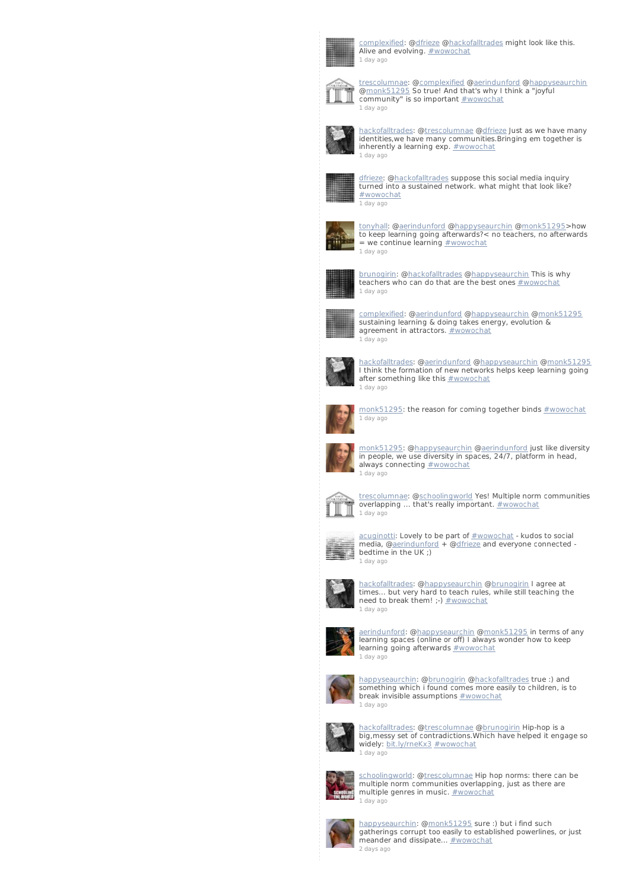complexified: @dfrieze @hackofalltrades might look like this. Alive and evolving. #wowochat
1 day ago

trescolumnae: @complexified @aerindunford @happyseaurchin @monk51295 So true! And that's why I think a "joyful community" is so important #wowochat
1 day ago

hackofalltrades: @trescolumnae @dfrieze Just as we have many identities,we have many communities.Bringing em together is inherently a learning exp. #wowochat
1 day ago

dfrieze: @hackofalltrades suppose this social media inquiry turned into a sustained network. what might that look like? #wowochat
1 day ago

tonyhall: @aerindunford @happyseaurchin @monk51295>how to keep learning going afterwards?< no teachers, no afterwards = we continue learning #wowochat
1 day ago

brunogirin: @hackofalltrades @happyseaurchin This is why teachers who can do that are the best ones #wowochat
1 day ago

complexified: @aerindunford @happyseaurchin @monk51295 sustaining learning & doing takes energy, evolution & agreement in attractors. #wowochat
1 day ago

hackofalltrades: @aerindunford @happyseaurchin @monk51295 I think the formation of new networks helps keep learning going after something like this #wowochat
1 day ago

monk51295: the reason for coming together binds #wowochat
1 day ago

monk51295: @happyseaurchin @aerindunford just like diversity in people, we use diversity in spaces, 24/7, platform in head, always connecting #wowochat
1 day ago

trescolumnae: @schoolingworld Yes! Multiple norm communities overlapping ... that's really important. #wowochat
1 day ago

acuginotti: Lovely to be part of #wowochat - kudos to social media, @aerindunford + @dfrieze and everyone connected - bedtime in the UK ;)
1 day ago

hackofalltrades: @happyseaurchin @brunogirin I agree at times... but very hard to teach rules, while still teaching the need to break them! ;-) #wowochat
1 day ago

aerindunford: @happyseaurchin @monk51295 in terms of any learning spaces (online or off) I always wonder how to keep learning going afterwards #wowochat
1 day ago

happyseaurchin: @brunogirin @hackofalltrades true :) and something which i found comes more easily to children, is to break invisible assumptions #wowochat
1 day ago

hackofalltrades: @trescolumnae @brunogirin Hip-hop is a big,messy set of contradictions.Which have helped it engage so widely: bit.ly/rneKx3 #wowochat
1 day ago

schoolingworld: @trescolumnae Hip hop norms: there can be multiple norm communities overlapping, just as there are multiple genres in music. #wowochat
1 day ago

happyseaurchin: @monk51295 sure :) but i find such gatherings corrupt too easily to established powerlines, or just meander and dissipate... #wowochat
2 days ago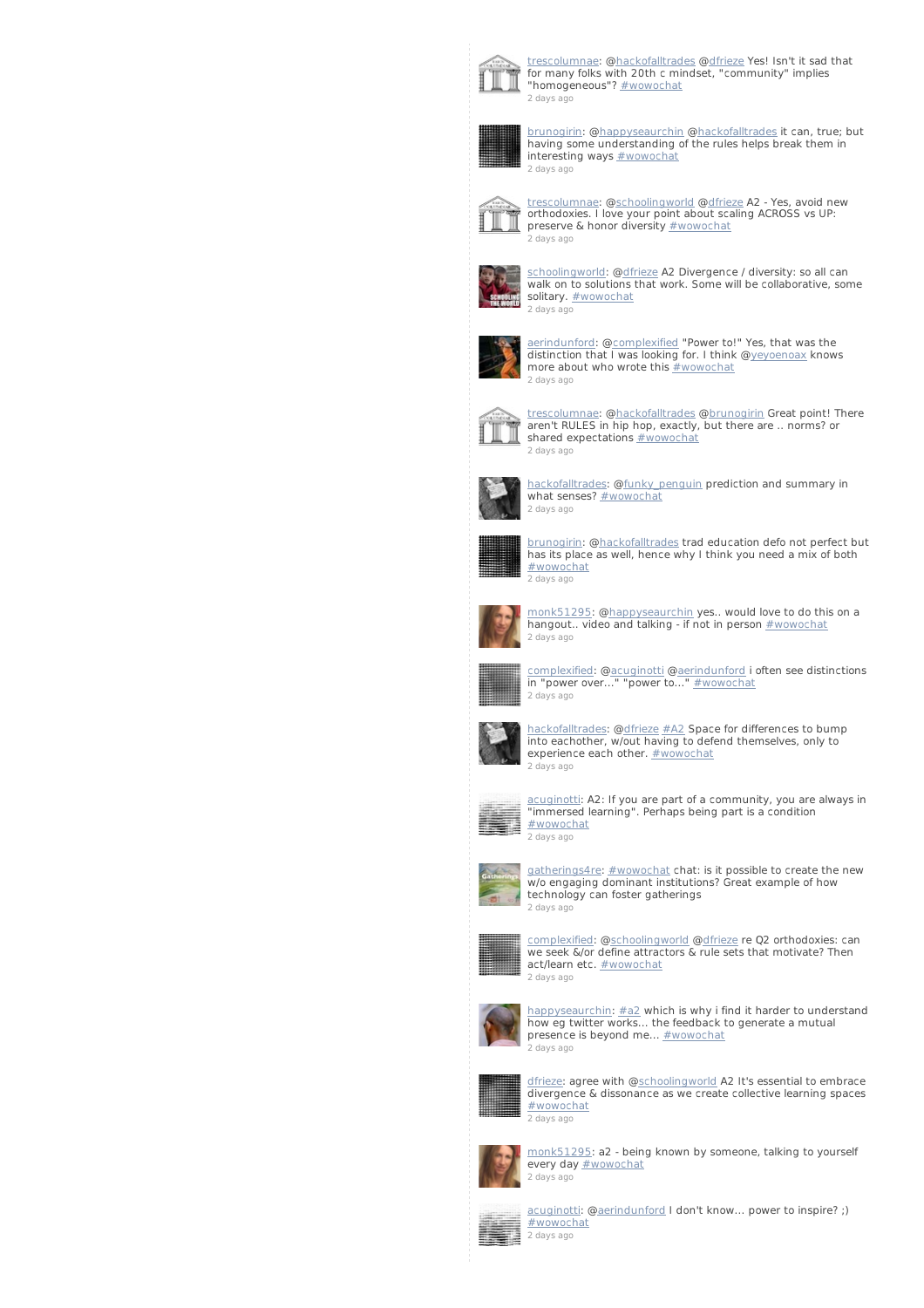trescolumnae: @hackofalltrades @dfrieze Yes! Isn't it sad that for many folks with 20th c mindset, "community" implies "homogeneous"? #wowochat
2 days ago

brunogirin: @happyseaurchin @hackofalltrades it can, true; but having some understanding of the rules helps break them in interesting ways #wowochat
2 days ago

trescolumnae: @schoolingworld @dfrieze A2 - Yes, avoid new orthodoxies. I love your point about scaling ACROSS vs UP: preserve & honor diversity #wowochat
2 days ago

schoolingworld: @dfrieze A2 Divergence / diversity: so all can walk on to solutions that work. Some will be collaborative, some solitary. #wowochat
2 days ago

aerindunford: @complexified "Power to!" Yes, that was the distinction that I was looking for. I think @yeyoenoax knows more about who wrote this #wowochat
2 days ago

trescolumnae: @hackofalltrades @brunogirin Great point! There aren't RULES in hip hop, exactly, but there are .. norms? or shared expectations #wowochat
2 days ago

hackofalltrades: @funky_penguin prediction and summary in what senses? #wowochat
2 days ago

brunogirin: @hackofalltrades trad education defo not perfect but has its place as well, hence why I think you need a mix of both #wowochat
2 days ago

monk51295: @happyseaurchin yes.. would love to do this on a hangout.. video and talking - if not in person #wowochat
2 days ago

complexified: @acuginotti @aerindunford i often see distinctions in "power over..." "power to..." #wowochat
2 days ago

hackofalltrades: @dfrieze #A2 Space for differences to bump into eachother, w/out having to defend themselves, only to experience each other. #wowochat
2 days ago

acuginotti: A2: If you are part of a community, you are always in "immersed learning". Perhaps being part is a condition #wowochat
2 days ago

gatherings4re: #wowochat chat: is it possible to create the new w/o engaging dominant institutions? Great example of how technology can foster gatherings
2 days ago

complexified: @schoolingworld @dfrieze re Q2 orthodoxies: can we seek &/or define attractors & rule sets that motivate? Then act/learn etc. #wowochat
2 days ago

happyseaurchin: #a2 which is why i find it harder to understand how eg twitter works... the feedback to generate a mutual presence is beyond me... #wowochat
2 days ago

dfrieze: agree with @schoolingworld A2 It's essential to embrace divergence & dissonance as we create collective learning spaces #wowochat
2 days ago

monk51295: a2 - being known by someone, talking to yourself every day #wowochat
2 days ago

acuginotti: @aerindunford I don't know... power to inspire? ;) #wowochat
2 days ago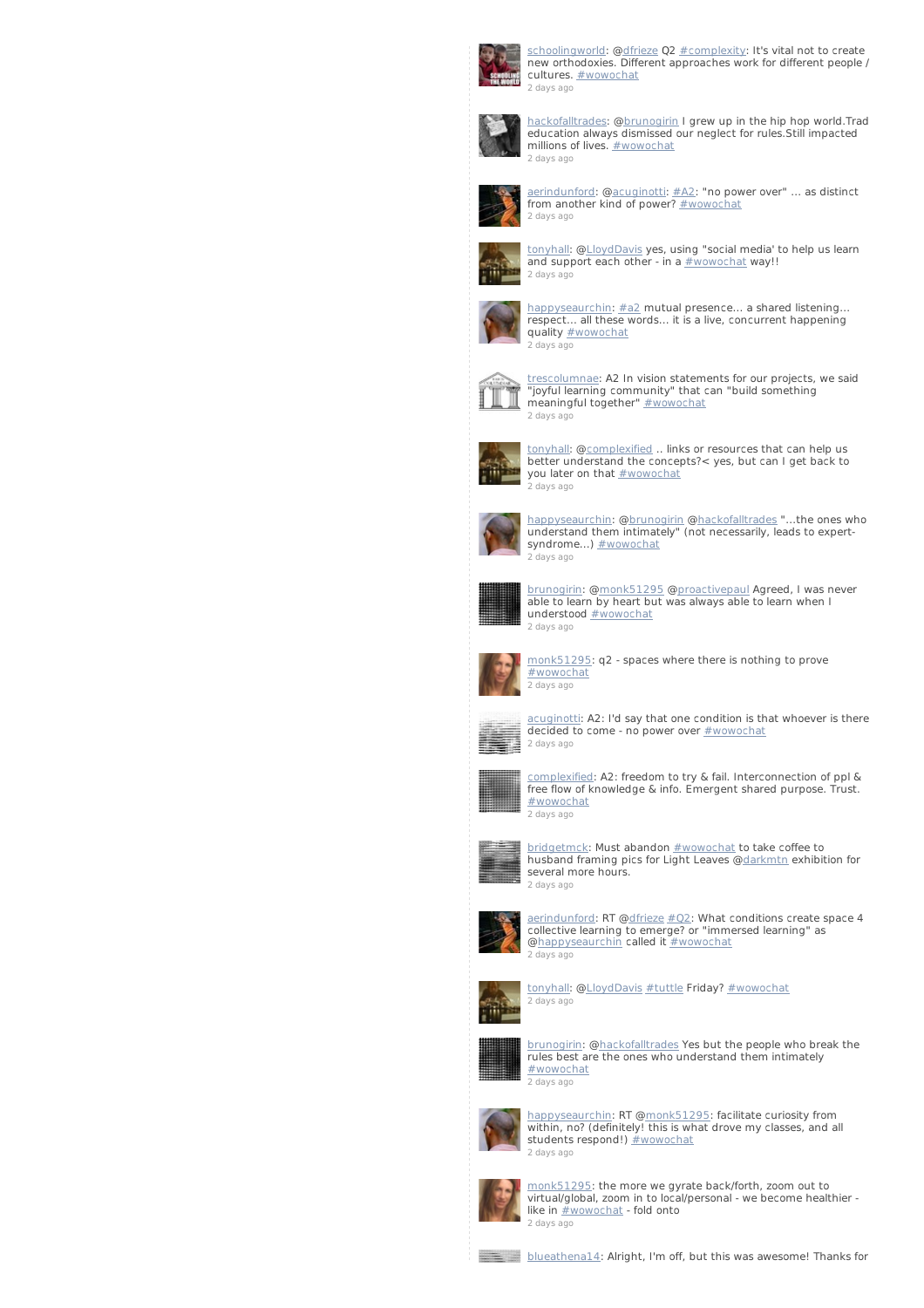schoolingworld: @dfrieze Q2 #complexity: It's vital not to create new orthodoxies. Different approaches work for different people / cultures. #wowochat
2 days ago

hackofalltrades: @brunogirin I grew up in the hip hop world.Trad education always dismissed our neglect for rules.Still impacted millions of lives. #wowochat
2 days ago

aerindunford: @acuginotti: #A2: "no power over" ... as distinct from another kind of power? #wowochat
2 days ago

tonyhall: @LloydDavis yes, using "social media' to help us learn and support each other - in a #wowochat way!!
2 days ago

happyseaurchin: #a2 mutual presence... a shared listening... respect... all these words... it is a live, concurrent happening quality #wowochat
2 days ago

trescolumnae: A2 In vision statements for our projects, we said "joyful learning community" that can "build something meaningful together" #wowochat
2 days ago

tonyhall: @complexified .. links or resources that can help us better understand the concepts?< yes, but can I get back to you later on that #wowochat
2 days ago

happyseaurchin: @brunogirin @hackofalltrades "...the ones who understand them intimately" (not necessarily, leads to expert-syndrome...) #wowochat
2 days ago

brunogirin: @monk51295 @proactivepaul Agreed, I was never able to learn by heart but was always able to learn when I understood #wowochat
2 days ago

monk51295: q2 - spaces where there is nothing to prove #wowochat
2 days ago

acuginotti: A2: I'd say that one condition is that whoever is there decided to come - no power over #wowochat
2 days ago

complexified: A2: freedom to try & fail. Interconnection of ppl & free flow of knowledge & info. Emergent shared purpose. Trust. #wowochat
2 days ago

bridgetmck: Must abandon #wowochat to take coffee to husband framing pics for Light Leaves @darkmtn exhibition for several more hours.
2 days ago

aerindunford: RT @dfrieze #Q2: What conditions create space 4 collective learning to emerge? or "immersed learning" as @happyseaurchin called it #wowochat
2 days ago

tonyhall: @LloydDavis #tuttle Friday? #wowochat
2 days ago

brunogirin: @hackofalltrades Yes but the people who break the rules best are the ones who understand them intimately #wowochat
2 days ago

happyseaurchin: RT @monk51295: facilitate curiosity from within, no? (definitely! this is what drove my classes, and all students respond!) #wowochat
2 days ago

monk51295: the more we gyrate back/forth, zoom out to virtual/global, zoom in to local/personal - we become healthier - like in #wowochat - fold onto
2 days ago

blueathena14: Alright, I'm off, but this was awesome! Thanks for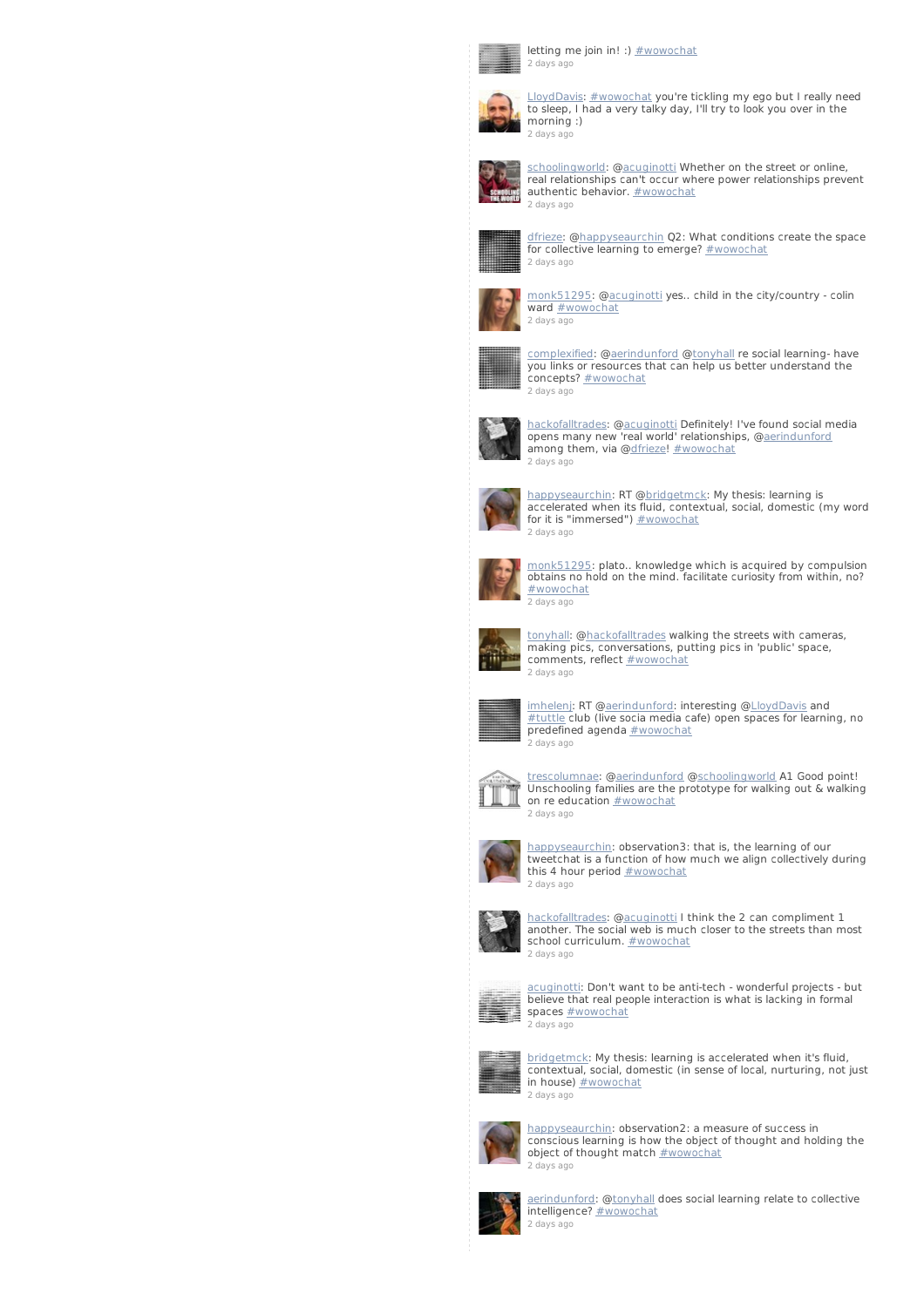letting me join in! :) #wowochat
2 days ago

LloydDavis: #wowochat you're tickling my ego but I really need to sleep, I had a very talky day, I'll try to look you over in the morning :)
2 days ago

schoolingworld: @acuginotti Whether on the street or online, real relationships can't occur where power relationships prevent authentic behavior. #wowochat
2 days ago

dfrieze: @happyseaurchin Q2: What conditions create the space for collective learning to emerge? #wowochat
2 days ago

monk51295: @acuginotti yes.. child in the city/country - colin ward #wowochat
2 days ago

complexified: @aerindunford @tonyhall re social learning- have you links or resources that can help us better understand the concepts? #wowochat
2 days ago

hackofalltrades: @acuginotti Definitely! I've found social media opens many new 'real world' relationships, @aerindunford among them, via @dfrieze! #wowochat
2 days ago

happyseaurchin: RT @bridgetmck: My thesis: learning is accelerated when its fluid, contextual, social, domestic (my word for it is "immersed") #wowochat
2 days ago

monk51295: plato.. knowledge which is acquired by compulsion obtains no hold on the mind. facilitate curiosity from within, no? #wowochat
2 days ago

tonyhall: @hackofalltrades walking the streets with cameras, making pics, conversations, putting pics in 'public' space, comments, reflect #wowochat
2 days ago

imhelenj: RT @aerindunford: interesting @LloydDavis and #tuttle club (live socia media cafe) open spaces for learning, no predefined agenda #wowochat
2 days ago

trescolumnae: @aerindunford @schoolingworld A1 Good point! Unschooling families are the prototype for walking out & walking on re education #wowochat
2 days ago

happyseaurchin: observation3: that is, the learning of our tweetchat is a function of how much we align collectively during this 4 hour period #wowochat
2 days ago

hackofalltrades: @acuginotti I think the 2 can compliment 1 another. The social web is much closer to the streets than most school curriculum. #wowochat
2 days ago

acuginotti: Don't want to be anti-tech - wonderful projects - but believe that real people interaction is what is lacking in formal spaces #wowochat
2 days ago

bridgetmck: My thesis: learning is accelerated when it's fluid, contextual, social, domestic (in sense of local, nurturing, not just in house) #wowochat
2 days ago

happyseaurchin: observation2: a measure of success in conscious learning is how the object of thought and holding the object of thought match #wowochat
2 days ago

aerindunford: @tonyhall does social learning relate to collective intelligence? #wowochat
2 days ago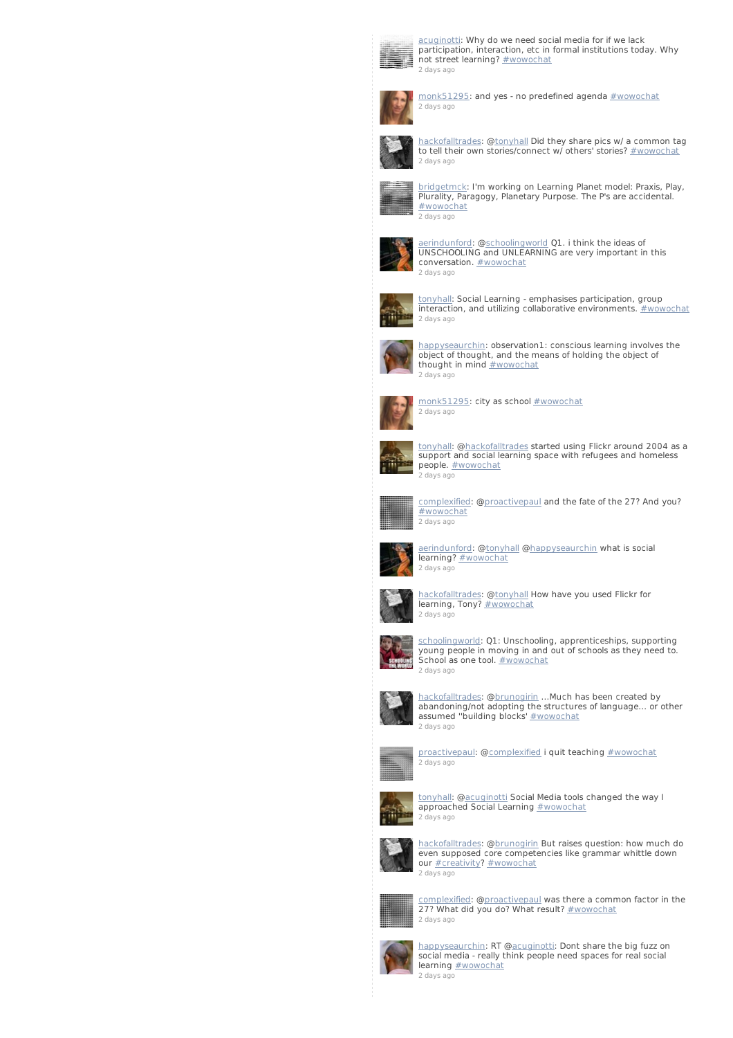acuginotti: Why do we need social media for if we lack participation, interaction, etc in formal institutions today. Why not street learning? #wowochat
2 days ago

monk51295: and yes - no predefined agenda #wowochat
2 days ago

hackofalltrades: @tonyhall Did they share pics w/ a common tag to tell their own stories/connect w/ others' stories? #wowochat
2 days ago

bridgetmck: I'm working on Learning Planet model: Praxis, Play, Plurality, Paragogy, Planetary Purpose. The P's are accidental. #wowochat
2 days ago

aerindunford: @schoolingworld Q1. i think the ideas of UNSCHOOLING and UNLEARNING are very important in this conversation. #wowochat
2 days ago

tonyhall: Social Learning - emphasises participation, group interaction, and utilizing collaborative environments. #wowochat
2 days ago

happyseaurchin: observation1: conscious learning involves the object of thought, and the means of holding the object of thought in mind #wowochat
2 days ago

monk51295: city as school #wowochat
2 days ago

tonyhall: @hackofalltrades started using Flickr around 2004 as a support and social learning space with refugees and homeless people. #wowochat
2 days ago

complexified: @proactivepaul and the fate of the 27? And you? #wowochat
2 days ago

aerindunford: @tonyhall @happyseaurchin what is social learning? #wowochat
2 days ago

hackofalltrades: @tonyhall How have you used Flickr for learning, Tony? #wowochat
2 days ago

schoolingworld: Q1: Unschooling, apprenticeships, supporting young people in moving in and out of schools as they need to. School as one tool. #wowochat
2 days ago

hackofalltrades: @brunogirin ...Much has been created by abandoning/not adopting the structures of language... or other assumed "building blocks' #wowochat
2 days ago

proactivepaul: @complexified i quit teaching #wowochat
2 days ago

tonyhall: @acuginotti Social Media tools changed the way I approached Social Learning #wowochat
2 days ago

hackofalltrades: @brunogirin But raises question: how much do even supposed core competencies like grammar whittle down our #creativity? #wowochat
2 days ago

complexified: @proactivepaul was there a common factor in the 27? What did you do? What result? #wowochat
2 days ago

happyseaurchin: RT @acuginotti: Dont share the big fuzz on social media - really think people need spaces for real social learning #wowochat
2 days ago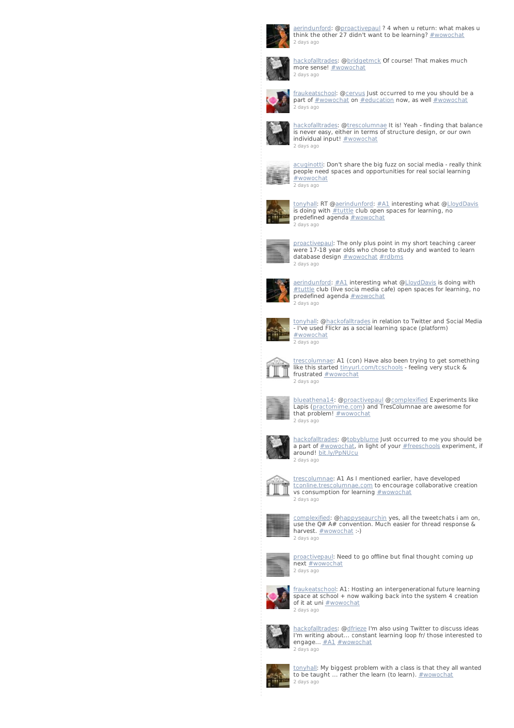aerindunford: @proactivepaul ? 4 when u return: what makes u think the other 27 didn't want to be learning? #wowochat
2 days ago

hackofalltrades: @bridgetmck Of course! That makes much more sense! #wowochat
2 days ago

fraukeatschool: @cervus Just occurred to me you should be a part of #wowochat on #education now, as well #wowochat
2 days ago

hackofalltrades: @trescolumnae It is! Yeah - finding that balance is never easy, either in terms of structure design, or our own individual input! #wowochat
2 days ago

acuginotti: Don't share the big fuzz on social media - really think people need spaces and opportunities for real social learning #wowochat
2 days ago

tonyhall: RT @aerindunford: #A1 interesting what @LloydDavis is doing with #tuttle club open spaces for learning, no predefined agenda #wowochat
2 days ago

proactivepaul: The only plus point in my short teaching career were 17-18 year olds who chose to study and wanted to learn database design #wowochat #rdbms
2 days ago

aerindunford: #A1 interesting what @LloydDavis is doing with #tuttle club (live socia media cafe) open spaces for learning, no predefined agenda #wowochat
2 days ago

tonyhall: @hackofalltrades in relation to Twitter and Social Media - I've used Flickr as a social learning space (platform) #wowochat
2 days ago

trescolumnae: A1 (con) Have also been trying to get something like this started tinyurl.com/tcschools - feeling very stuck & frustrated #wowochat
2 days ago

blueathena14: @proactivepaul @complexified Experiments like Lapis (practomime.com) and TresColumnae are awesome for that problem! #wowochat
2 days ago

hackofalltrades: @tobyblume Just occurred to me you should be a part of #wowochat, in light of your #freeschools experiment, if around! bit.ly/PpNUcu
2 days ago

trescolumnae: A1 As I mentioned earlier, have developed tconline.trescolumnae.com to encourage collaborative creation vs consumption for learning #wowochat
2 days ago

complexified: @happyseaurchin yes, all the tweetchats i am on, use the Q# A# convention. Much easier for thread response & harvest. #wowochat :-)
2 days ago

proactivepaul: Need to go offline but final thought coming up next #wowochat
2 days ago

fraukeatschool: A1: Hosting an intergenerational future learning space at school + now walking back into the system 4 creation of it at uni #wowochat
2 days ago

hackofalltrades: @dfrieze I'm also using Twitter to discuss ideas I'm writing about... constant learning loop fr/ those interested to engage... #A1 #wowochat
2 days ago

tonyhall: My biggest problem with a class is that they all wanted to be taught ... rather the learn (to learn). #wowochat
2 days ago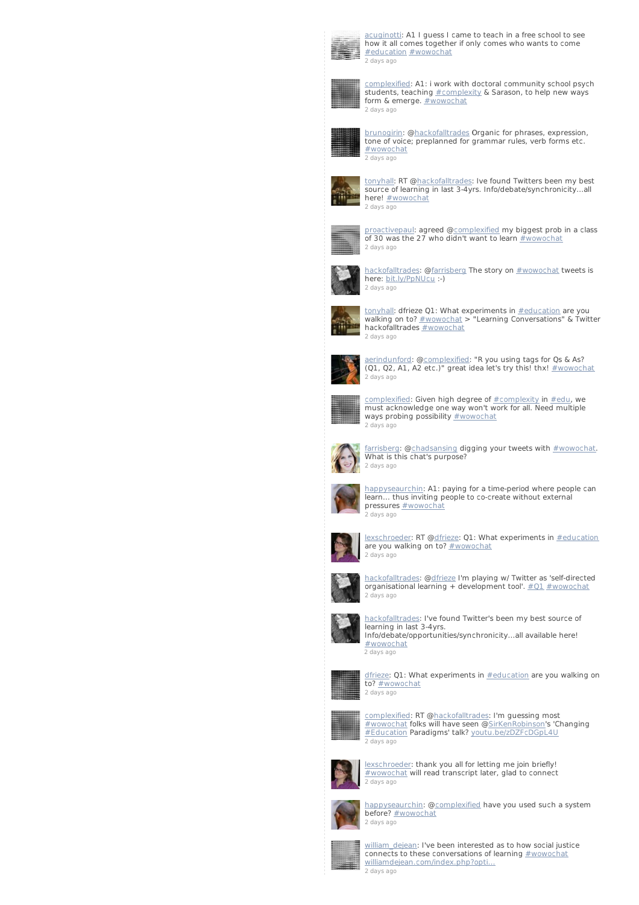acuginotti: A1 I guess I came to teach in a free school to see how it all comes together if only comes who wants to come #education #wowochat
2 days ago

complexified: A1: i work with doctoral community school psych students, teaching #complexity & Sarason, to help new ways form & emerge. #wowochat
2 days ago

brunogirin: @hackofalltrades Organic for phrases, expression, tone of voice; preplanned for grammar rules, verb forms etc. #wowochat
2 days ago

tonyhall: RT @hackofalltrades: Ive found Twitters been my best source of learning in last 3-4yrs. Info/debate/synchronicity...all here! #wowochat
2 days ago

proactivepaul: agreed @complexified my biggest prob in a class of 30 was the 27 who didn't want to learn #wowochat
2 days ago

hackofalltrades: @farrisberg The story on #wowochat tweets is here: bit.ly/PpNUcu :-)
2 days ago

tonyhall: dfrieze Q1: What experiments in #education are you walking on to? #wowochat > "Learning Conversations" & Twitter hackofalltrades #wowochat
2 days ago

aerindunford: @complexified: "R you using tags for Qs & As? (Q1, Q2, A1, A2 etc.)" great idea let's try this! thx! #wowochat
2 days ago

complexified: Given high degree of #complexity in #edu, we must acknowledge one way won't work for all. Need multiple ways probing possibility #wowochat
2 days ago

farrisberg: @chadsansing digging your tweets with #wowochat. What is this chat's purpose?
2 days ago

happyseaurchin: A1: paying for a time-period where people can learn... thus inviting people to co-create without external pressures #wowochat
2 days ago

lexschroeder: RT @dfrieze: Q1: What experiments in #education are you walking on to? #wowochat
2 days ago

hackofalltrades: @dfrieze I'm playing w/ Twitter as 'self-directed organisational learning + development tool'. #Q1 #wowochat
2 days ago

hackofalltrades: I've found Twitter's been my best source of learning in last 3-4yrs. Info/debate/opportunities/synchronicity...all available here! #wowochat
2 days ago

dfrieze: Q1: What experiments in #education are you walking on to? #wowochat
2 days ago

complexified: RT @hackofalltrades: I'm guessing most #wowochat folks will have seen @SirKenRobinson's 'Changing #Education Paradigms' talk? youtu.be/zDZFcDGpL4U
2 days ago

lexschroeder: thank you all for letting me join briefly! #wowochat will read transcript later, glad to connect
2 days ago

happyseaurchin: @complexified have you used such a system before? #wowochat
2 days ago

william_dejean: I've been interested as to how social justice connects to these conversations of learning #wowochat williamdejean.com/index.php?opti...
2 days ago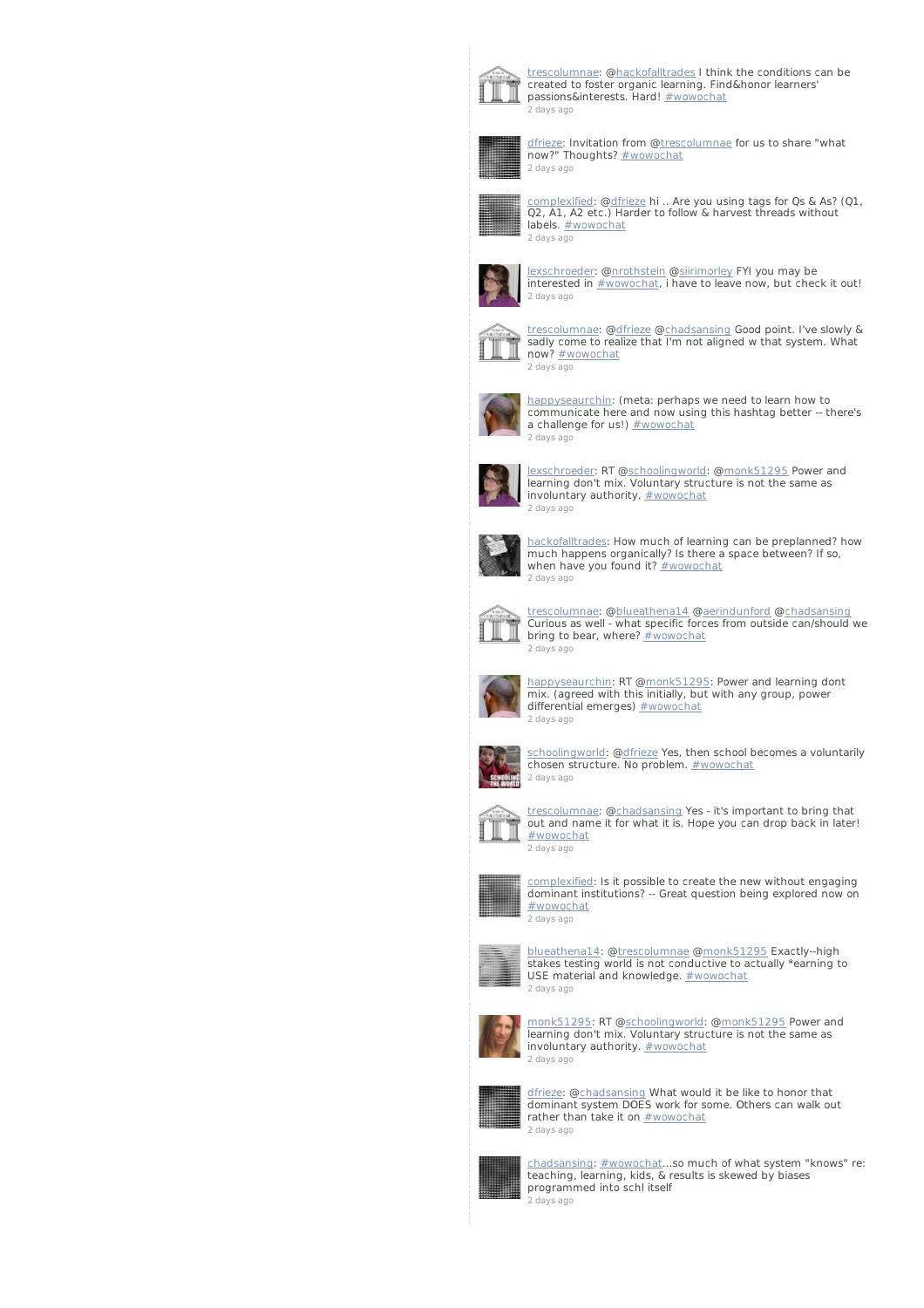trescolumnae: @hackofalltrades I think the conditions can be created to foster organic learning. Find&honor learners' passions&interests. Hard! #wowochat
2 days ago

dfrieze: Invitation from @trescolumnae for us to share "what now?" Thoughts? #wowochat
2 days ago

complexified: @dfrieze hi .. Are you using tags for Qs & As? (Q1, Q2, A1, A2 etc.) Harder to follow & harvest threads without labels. #wowochat
2 days ago

lexschroeder: @nrothstein @siirimorley FYI you may be interested in #wowochat, i have to leave now, but check it out!
2 days ago

trescolumnae: @dfrieze @chadsansing Good point. I've slowly & sadly come to realize that I'm not aligned w that system. What now? #wowochat
2 days ago

happyseaurchin: (meta: perhaps we need to learn how to communicate here and now using this hashtag better -- there's a challenge for us!) #wowochat
2 days ago

lexschroeder: RT @schoolingworld: @monk51295 Power and learning don't mix. Voluntary structure is not the same as involuntary authority. #wowochat
2 days ago

hackofalltrades: How much of learning can be preplanned? how much happens organically? Is there a space between? If so, when have you found it? #wowochat
2 days ago

trescolumnae: @blueathena14 @aerindunford @chadsansing Curious as well - what specific forces from outside can/should we bring to bear, where? #wowochat
2 days ago

happyseaurchin: RT @monk51295: Power and learning dont mix. (agreed with this initially, but with any group, power differential emerges) #wowochat
2 days ago

schoolingworld: @dfrieze Yes, then school becomes a voluntarily chosen structure. No problem. #wowochat
2 days ago

trescolumnae: @chadsansing Yes - it's important to bring that out and name it for what it is. Hope you can drop back in later! #wowochat
2 days ago

complexified: Is it possible to create the new without engaging dominant institutions? -- Great question being explored now on #wowochat
2 days ago

blueathena14: @trescolumnae @monk51295 Exactly--high stakes testing world is not conductive to actually *earning to USE material and knowledge. #wowochat
2 days ago

monk51295: RT @schoolingworld: @monk51295 Power and learning don't mix. Voluntary structure is not the same as involuntary authority. #wowochat
2 days ago

dfrieze: @chadsansing What would it be like to honor that dominant system DOES work for some. Others can walk out rather than take it on #wowochat
2 days ago

chadsansing: #wowochat...so much of what system "knows" re: teaching, learning, kids, & results is skewed by biases programmed into schl itself
2 days ago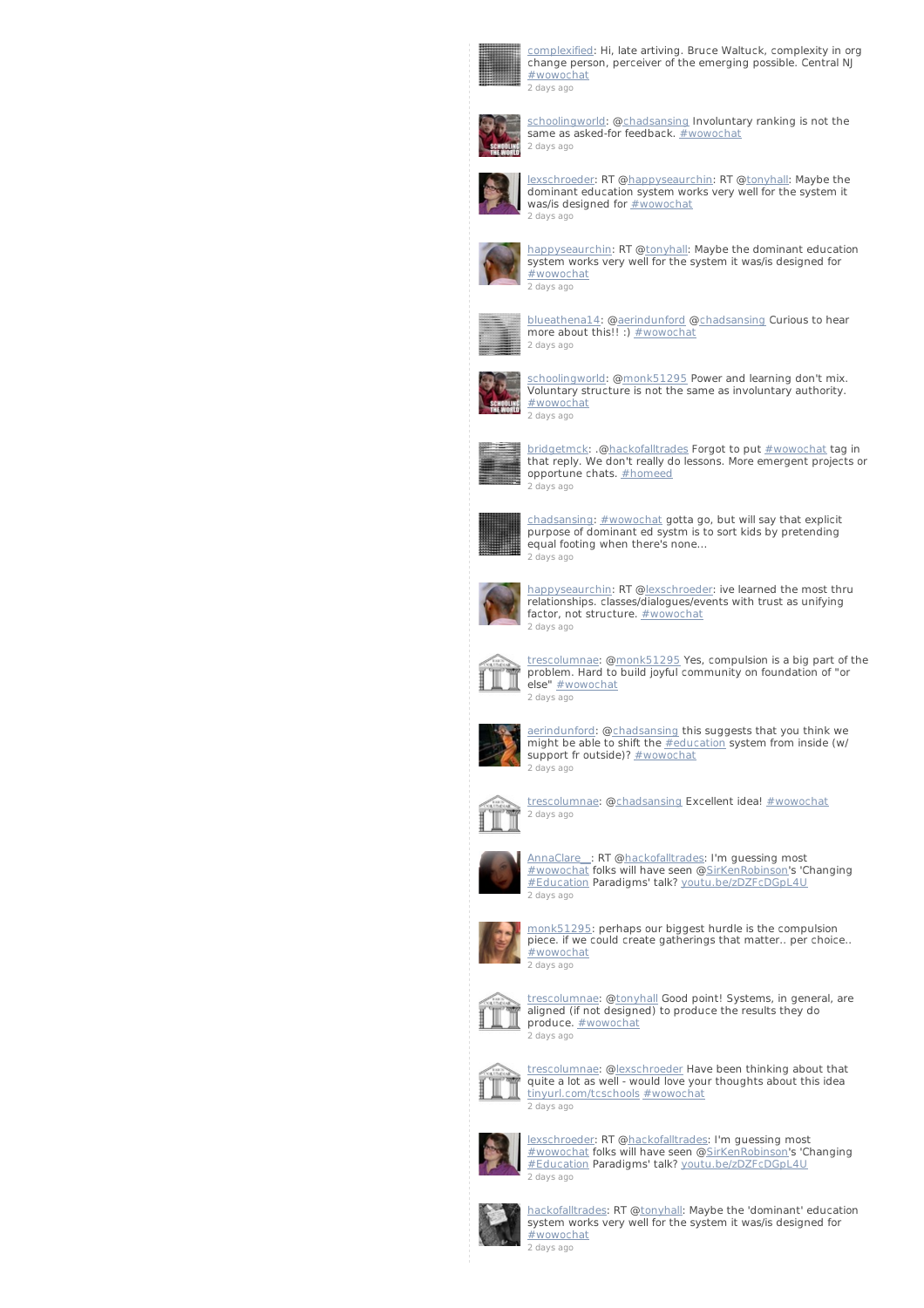complexified: Hi, late arriving. Bruce Waltuck, complexity in org change person, perceiver of the emerging possible. Central NJ #wowochat
2 days ago

schoolingworld: @chadsansing Involuntary ranking is not the same as asked-for feedback. #wowochat
2 days ago

lexschroeder: RT @happyseaurchin: RT @tonyhall: Maybe the dominant education system works very well for the system it was/is designed for #wowochat
2 days ago

happyseaurchin: RT @tonyhall: Maybe the dominant education system works very well for the system it was/is designed for #wowochat
2 days ago

blueathena14: @aerindunford @chadsansing Curious to hear more about this!! :) #wowochat
2 days ago

schoolingworld: @monk51295 Power and learning don't mix. Voluntary structure is not the same as involuntary authority. #wowochat
2 days ago

bridgetmck: .@hackofalltrades Forgot to put #wowochat tag in that reply. We don't really do lessons. More emergent projects or opportune chats. #homeed
2 days ago

chadsansing: #wowochat gotta go, but will say that explicit purpose of dominant ed systm is to sort kids by pretending equal footing when there's none...
2 days ago

happyseaurchin: RT @lexschroeder: ive learned the most thru relationships. classes/dialogues/events with trust as unifying factor, not structure. #wowochat
2 days ago

trescolumnae: @monk51295 Yes, compulsion is a big part of the problem. Hard to build joyful community on foundation of "or else" #wowochat
2 days ago

aerindunford: @chadsansing this suggests that you think we might be able to shift the #education system from inside (w/ support fr outside)? #wowochat
2 days ago

trescolumnae: @chadsansing Excellent idea! #wowochat
2 days ago

AnnaClare_: RT @hackofalltrades: I'm guessing most #wowochat folks will have seen @SirKenRobinson's 'Changing #Education Paradigms' talk? youtu.be/zDZFcDGpL4U
2 days ago

monk51295: perhaps our biggest hurdle is the compulsion piece. if we could create gatherings that matter.. per choice.. #wowochat
2 days ago

trescolumnae: @tonyhall Good point! Systems, in general, are aligned (if not designed) to produce the results they do produce. #wowochat
2 days ago

trescolumnae: @lexschroeder Have been thinking about that quite a lot as well - would love your thoughts about this idea tinyurl.com/tcschools #wowochat
2 days ago

lexschroeder: RT @hackofalltrades: I'm guessing most #wowochat folks will have seen @SirKenRobinson's 'Changing #Education Paradigms' talk? youtu.be/zDZFcDGpL4U
2 days ago

hackofalltrades: RT @tonyhall: Maybe the 'dominant' education system works very well for the system it was/is designed for #wowochat
2 days ago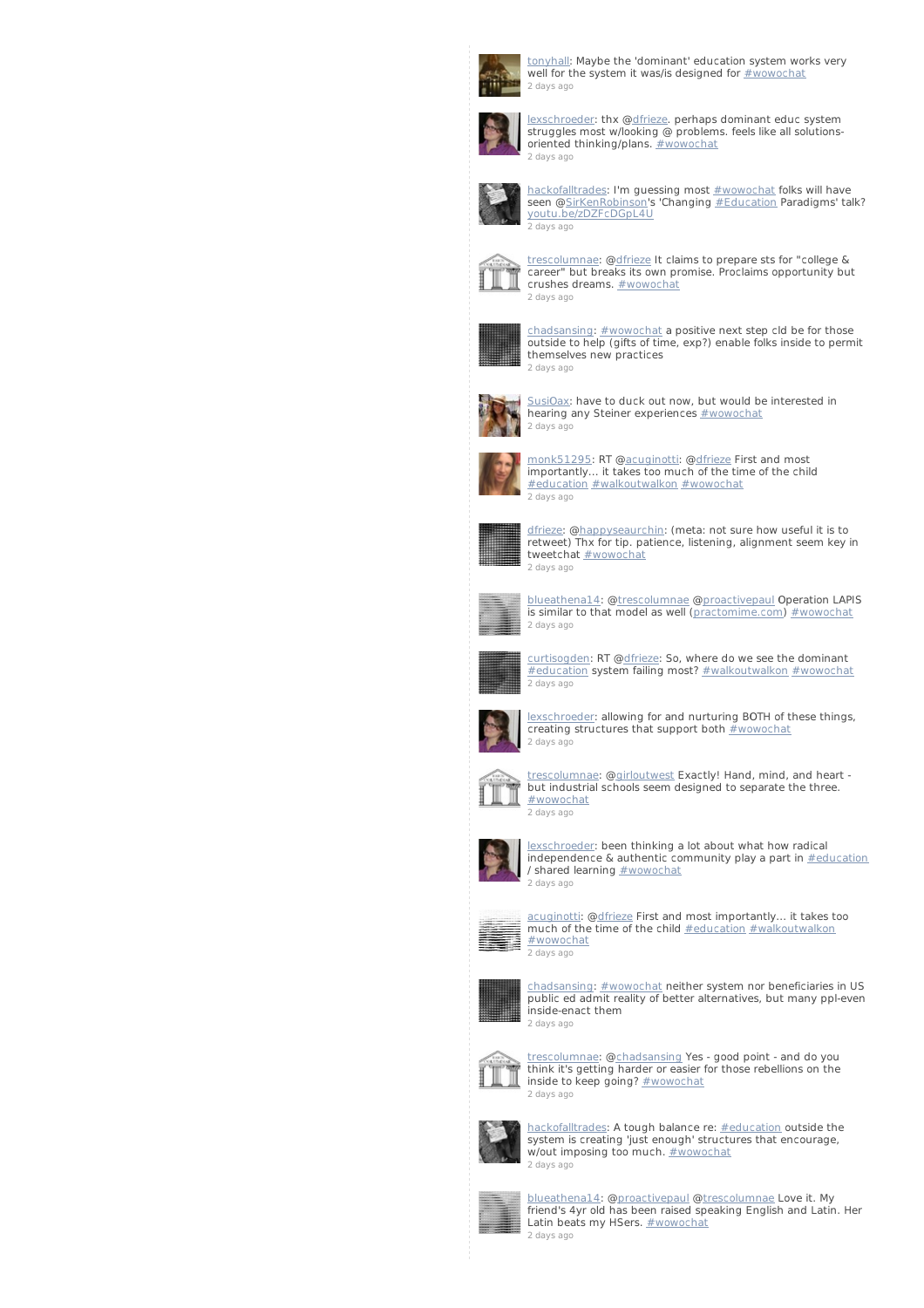tonyhall: Maybe the 'dominant' education system works very well for the system it was/is designed for #wowochat
2 days ago

lexschroeder: thx @dfrieze. perhaps dominant educ system struggles most w/looking @ problems. feels like all solutions-oriented thinking/plans. #wowochat
2 days ago

hackofalltrades: I'm guessing most #wowochat folks will have seen @SirKenRobinson's 'Changing #Education Paradigms' talk? youtu.be/zDZFcDGpL4U
2 days ago

trescolumnae: @dfrieze It claims to prepare sts for "college & career" but breaks its own promise. Proclaims opportunity but crushes dreams. #wowochat
2 days ago

chadsansing: #wowochat a positive next step cld be for those outside to help (gifts of time, exp?) enable folks inside to permit themselves new practices
2 days ago

SusiOax: have to duck out now, but would be interested in hearing any Steiner experiences #wowochat
2 days ago

monk51295: RT @acuginotti: @dfrieze First and most importantly... it takes too much of the time of the child #education #walkoutwalkon #wowochat
2 days ago

dfrieze: @happyseaurchin: (meta: not sure how useful it is to retweet) Thx for tip. patience, listening, alignment seem key in tweetchat #wowochat
2 days ago

blueathena14: @trescolumnae @proactivepaul Operation LAPIS is similar to that model as well (practomime.com) #wowochat
2 days ago

curtisogden: RT @dfrieze: So, where do we see the dominant #education system failing most? #walkoutwalkon #wowochat
2 days ago

lexschroeder: allowing for and nurturing BOTH of these things, creating structures that support both #wowochat
2 days ago

trescolumnae: @girloutwest Exactly! Hand, mind, and heart - but industrial schools seem designed to separate the three. #wowochat
2 days ago

lexschroeder: been thinking a lot about what how radical independence & authentic community play a part in #education / shared learning #wowochat
2 days ago

acuginotti: @dfrieze First and most importantly... it takes too much of the time of the child #education #walkoutwalkon #wowochat
2 days ago

chadsansing: #wowochat neither system nor beneficiaries in US public ed admit reality of better alternatives, but many ppl-even inside-enact them
2 days ago

trescolumnae: @chadsansing Yes - good point - and do you think it's getting harder or easier for those rebellions on the inside to keep going? #wowochat
2 days ago

hackofalltrades: A tough balance re: #education outside the system is creating 'just enough' structures that encourage, w/out imposing too much. #wowochat
2 days ago

blueathena14: @proactivepaul @trescolumnae Love it. My friend's 4yr old has been raised speaking English and Latin. Her Latin beats my HSers. #wowochat
2 days ago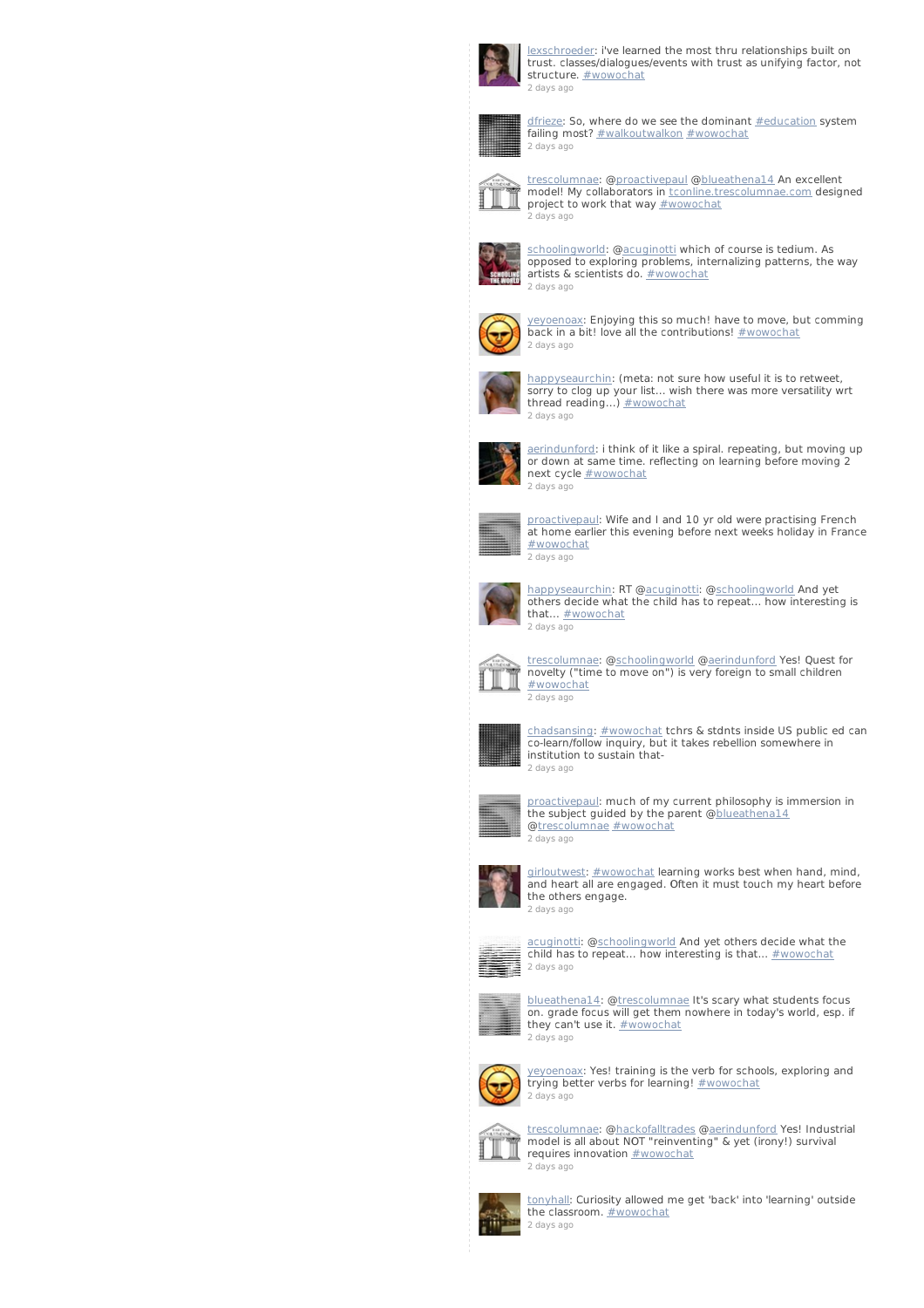lexschroeder: i've learned the most thru relationships built on trust. classes/dialogues/events with trust as unifying factor, not structure. #wowochat
2 days ago

dfrieze: So, where do we see the dominant #education system failing most? #walkoutwalkon #wowochat
2 days ago

trescolumnae: @proactivepaul @blueathena14 An excellent model! My collaborators in tconline.trescolumnae.com designed project to work that way #wowochat
2 days ago

schoolingworld: @acuginotti which of course is tedium. As opposed to exploring problems, internalizing patterns, the way artists & scientists do. #wowochat
2 days ago

yeyoenoax: Enjoying this so much! have to move, but comming back in a bit! love all the contributions! #wowochat
2 days ago

happyseaurchin: (meta: not sure how useful it is to retweet, sorry to clog up your list... wish there was more versatility wrt thread reading...) #wowochat
2 days ago

aerindunford: i think of it like a spiral. repeating, but moving up or down at same time. reflecting on learning before moving 2 next cycle #wowochat
2 days ago

proactivepaul: Wife and I and 10 yr old were practising French at home earlier this evening before next weeks holiday in France #wowochat
2 days ago

happyseaurchin: RT @acuginotti: @schoolingworld And yet others decide what the child has to repeat... how interesting is that... #wowochat
2 days ago

trescolumnae: @schoolingworld @aerindunford Yes! Quest for novelty ("time to move on") is very foreign to small children #wowochat
2 days ago

chadsansing: #wowochat tchrs & stdnts inside US public ed can co-learn/follow inquiry, but it takes rebellion somewhere in institution to sustain that-
2 days ago

proactivepaul: much of my current philosophy is immersion in the subject guided by the parent @blueathena14 @trescolumnae #wowochat
2 days ago

girloutwest: #wowochat learning works best when hand, mind, and heart all are engaged. Often it must touch my heart before the others engage.
2 days ago

acuginotti: @schoolingworld And yet others decide what the child has to repeat... how interesting is that... #wowochat
2 days ago

blueathena14: @trescolumnae It's scary what students focus on. grade focus will get them nowhere in today's world, esp. if they can't use it. #wowochat
2 days ago

yeyoenoax: Yes! training is the verb for schools, exploring and trying better verbs for learning! #wowochat
2 days ago

trescolumnae: @hackofalltrades @aerindunford Yes! Industrial model is all about NOT "reinventing" & yet (irony!) survival requires innovation #wowochat
2 days ago

tonyhall: Curiosity allowed me get 'back' into 'learning' outside the classroom. #wowochat
2 days ago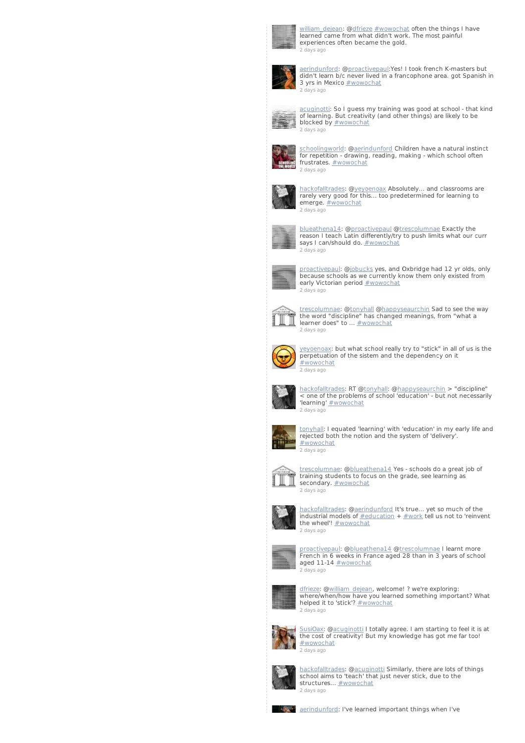william_dejean: @dfrieze #wowochat often the things I have learned came from what didn't work. The most painful experiences often became the gold.
2 days ago

aerindunford: @proactivepaul:Yes! I took french K-masters but didn't learn b/c never lived in a francophone area. got Spanish in 3 yrs in Mexico #wowochat
2 days ago

acuginotti: So I guess my training was good at school - that kind of learning. But creativity (and other things) are likely to be blocked by #wowochat
2 days ago

schoolingworld: @aerindunford Children have a natural instinct for repetition - drawing, reading, making - which school often frustrates. #wowochat
2 days ago

hackofalltrades: @yeyoenoax Absolutely... and classrooms are rarely very good for this... too predetermined for learning to emerge. #wowochat
2 days ago

blueathena14: @proactivepaul @trescolumnae Exactly the reason I teach Latin differently/try to push limits what our curr says I can/should do. #wowochat
2 days ago

proactivepaul: @jobucks yes, and Oxbridge had 12 yr olds, only because schools as we currently know them only existed from early Victorian period #wowochat
2 days ago

trescolumnae: @tonyhall @happyseaurchin Sad to see the way the word "discipline" has changed meanings, from "what a learner does" to ... #wowochat
2 days ago

yeyoenoax: but what school really try to "stick" in all of us is the perpetuation of the sistem and the dependency on it #wowochat
2 days ago

hackofalltrades: RT @tonyhall: @happyseaurchin > "discipline" < one of the problems of school 'education' - but not necessarily 'learning' #wowochat
2 days ago

tonyhall: I equated 'learning' with 'education' in my early life and rejected both the notion and the system of 'delivery'. #wowochat
2 days ago

trescolumnae: @blueathena14 Yes - schools do a great job of training students to focus on the grade, see learning as secondary. #wowochat
2 days ago

hackofalltrades: @aerindunford It's true... yet so much of the industrial models of #education + #work tell us not to 'reinvent the wheel'! #wowochat
2 days ago

proactivepaul: @blueathena14 @trescolumnae I learnt more French in 6 weeks in France aged 28 than in 3 years of school aged 11-14 #wowochat
2 days ago

dfrieze: @william_dejean, welcome! ? we're exploring: where/when/how have you learned something important? What helped it to 'stick'? #wowochat
2 days ago

SusiOax: @acuginotti I totally agree. I am starting to feel it is at the cost of creativity! But my knowledge has got me far too! #wowochat
2 days ago

hackofalltrades: @acuginotti Similarly, there are lots of things school aims to 'teach' that just never stick, due to the structures... #wowochat
2 days ago

aerindunford: I've learned important things when I've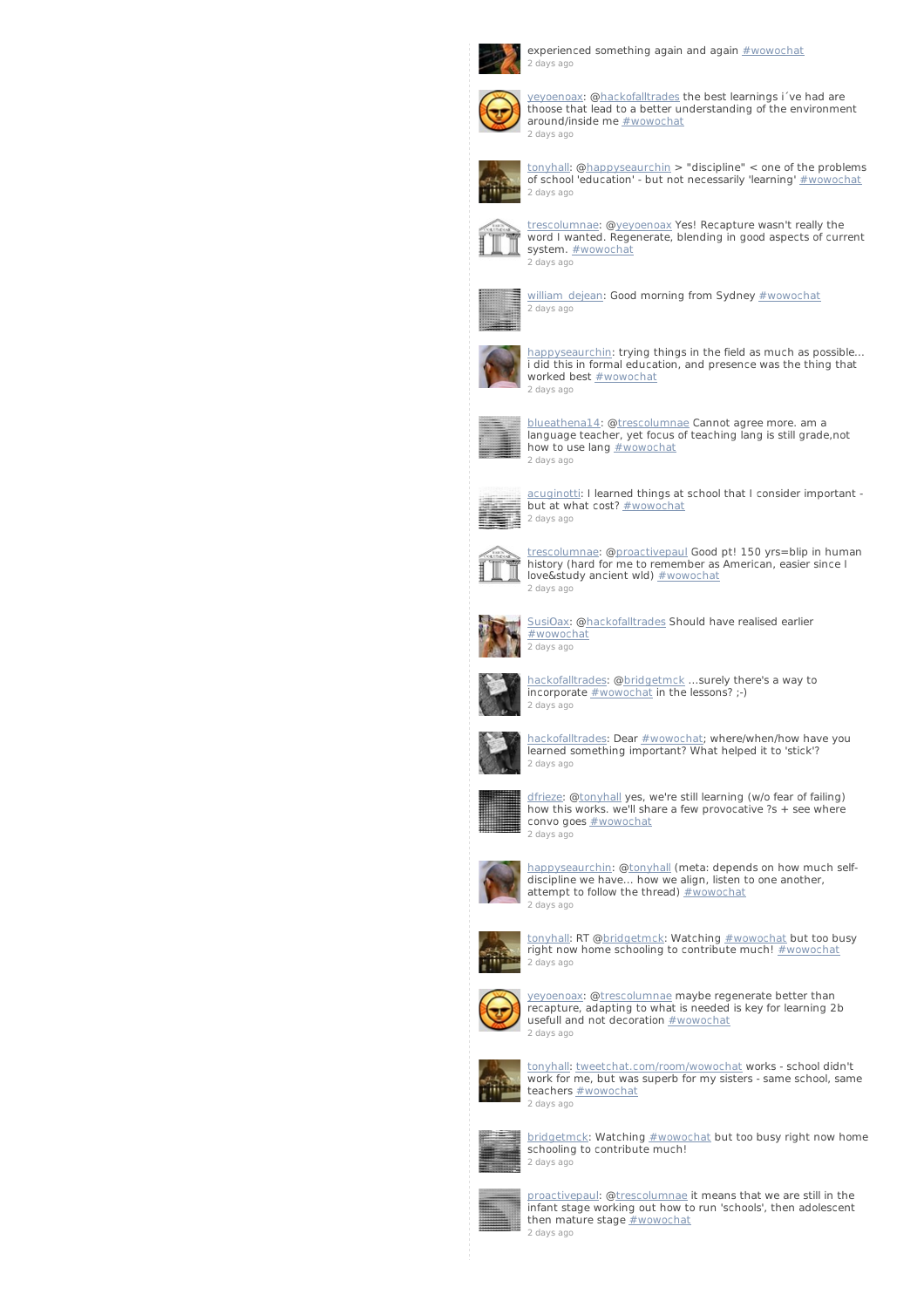experienced something again and again #wowochat
2 days ago

yeyoenoax: @hackofalltrades the best learnings i´ve had are thoose that lead to a better understanding of the environment around/inside me #wowochat
2 days ago

tonyhall: @happyseaurchin > "discipline" < one of the problems of school 'education' - but not necessarily 'learning' #wowochat
2 days ago

trescolumnae: @yeyoenoax Yes! Recapture wasn't really the word I wanted. Regenerate, blending in good aspects of current system. #wowochat
2 days ago

william_dejean: Good morning from Sydney #wowochat
2 days ago

happyseaurchin: trying things in the field as much as possible... i did this in formal education, and presence was the thing that worked best #wowochat
2 days ago

blueathena14: @trescolumnae Cannot agree more. am a language teacher, yet focus of teaching lang is still grade,not how to use lang #wowochat
2 days ago

acuginotti: I learned things at school that I consider important - but at what cost? #wowochat
2 days ago

trescolumnae: @proactivepaul Good pt! 150 yrs=blip in human history (hard for me to remember as American, easier since I love&study ancient wld) #wowochat
2 days ago

SusiOax: @hackofalltrades Should have realised earlier #wowochat
2 days ago

hackofalltrades: @bridgetmck ...surely there's a way to incorporate #wowochat in the lessons? ;-)
2 days ago

hackofalltrades: Dear #wowochat; where/when/how have you learned something important? What helped it to 'stick'?
2 days ago

dfrieze: @tonyhall yes, we're still learning (w/o fear of failing) how this works. we'll share a few provocative ?s + see where convo goes #wowochat
2 days ago

happyseaurchin: @tonyhall (meta: depends on how much self-discipline we have... how we align, listen to one another, attempt to follow the thread) #wowochat
2 days ago

tonyhall: RT @bridgetmck: Watching #wowochat but too busy right now home schooling to contribute much! #wowochat
2 days ago

yeyoenoax: @trescolumnae maybe regenerate better than recapture, adapting to what is needed is key for learning 2b usefull and not decoration #wowochat
2 days ago

tonyhall: tweetchat.com/room/wowochat works - school didn't work for me, but was superb for my sisters - same school, same teachers #wowochat
2 days ago

bridgetmck: Watching #wowochat but too busy right now home schooling to contribute much!
2 days ago

proactivepaul: @trescolumnae it means that we are still in the infant stage working out how to run 'schools', then adolescent then mature stage #wowochat
2 days ago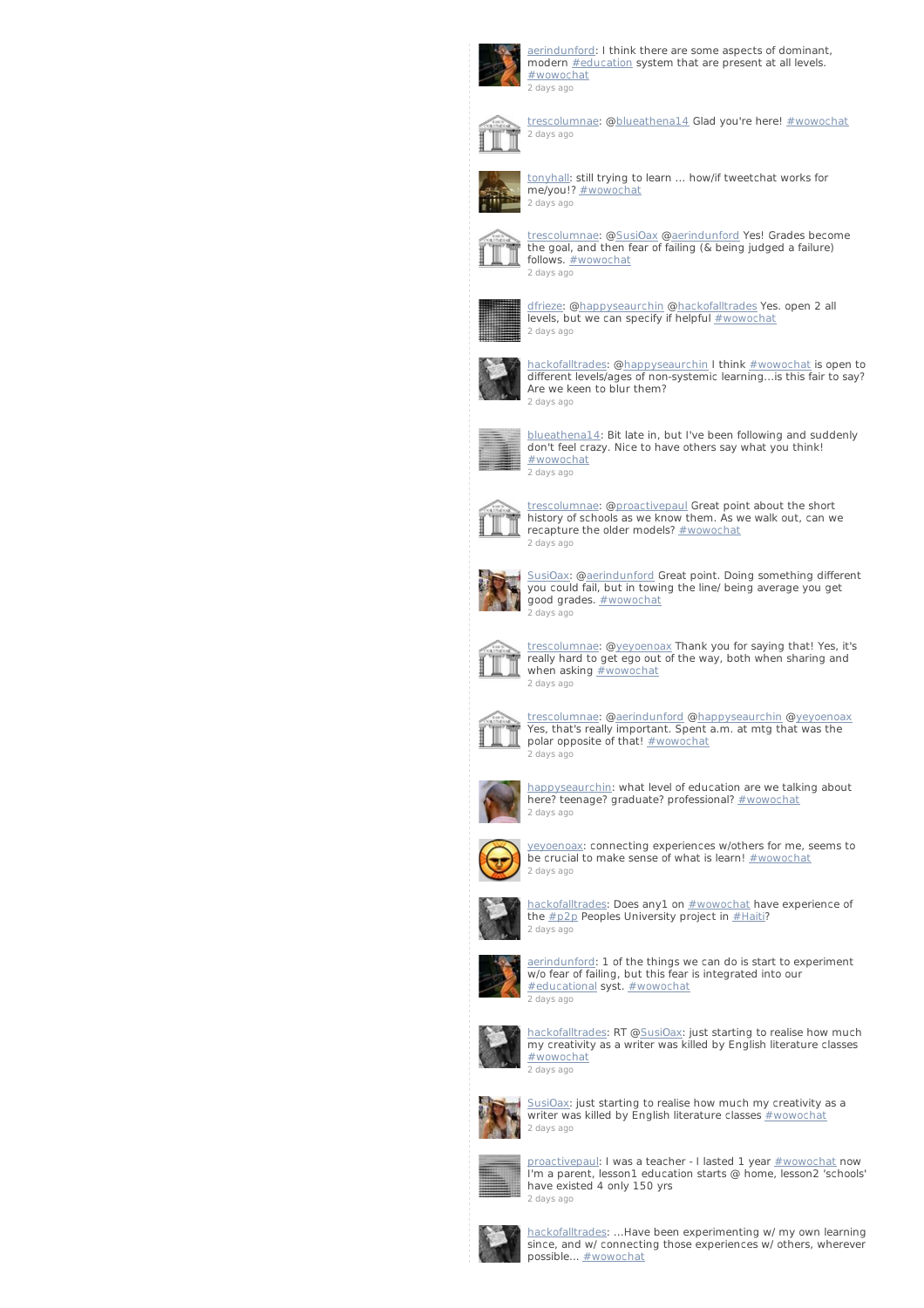aerindunford: I think there are some aspects of dominant, modern #education system that are present at all levels. #wowochat
2 days ago

trescolumnae: @blueathena14 Glad you're here! #wowochat
2 days ago

tonyhall: still trying to learn ... how/if tweetchat works for me/you!? #wowochat
2 days ago

trescolumnae: @SusiOax @aerindunford Yes! Grades become the goal, and then fear of failing (& being judged a failure) follows. #wowochat
2 days ago

dfrieze: @happyseaurchin @hackofalltrades Yes. open 2 all levels, but we can specify if helpful #wowochat
2 days ago

hackofalltrades: @happyseaurchin I think #wowochat is open to different levels/ages of non-systemic learning...is this fair to say? Are we keen to blur them?
2 days ago

blueathena14: Bit late in, but I've been following and suddenly don't feel crazy. Nice to have others say what you think! #wowochat
2 days ago

trescolumnae: @proactivepaul Great point about the short history of schools as we know them. As we walk out, can we recapture the older models? #wowochat
2 days ago

SusiOax: @aerindunford Great point. Doing something different you could fail, but in towing the line/ being average you get good grades. #wowochat
2 days ago

trescolumnae: @yeyoenoax Thank you for saying that! Yes, it's really hard to get ego out of the way, both when sharing and when asking #wowochat
2 days ago

trescolumnae: @aerindunford @happyseaurchin @yeyoenoax Yes, that's really important. Spent a.m. at mtg that was the polar opposite of that! #wowochat
2 days ago

happyseaurchin: what level of education are we talking about here? teenage? graduate? professional? #wowochat
2 days ago

yeyoenoax: connecting experiences w/others for me, seems to be crucial to make sense of what is learn! #wowochat
2 days ago

hackofalltrades: Does any1 on #wowochat have experience of the #p2p Peoples University project in #Haiti?
2 days ago

aerindunford: 1 of the things we can do is start to experiment w/o fear of failing, but this fear is integrated into our #educational syst. #wowochat
2 days ago

hackofalltrades: RT @SusiOax: just starting to realise how much my creativity as a writer was killed by English literature classes #wowochat
2 days ago

SusiOax: just starting to realise how much my creativity as a writer was killed by English literature classes #wowochat
2 days ago

proactivepaul: I was a teacher - I lasted 1 year #wowochat now I'm a parent, lesson1 education starts @ home, lesson2 'schools' have existed 4 only 150 yrs
2 days ago

hackofalltrades: ...Have been experimenting w/ my own learning since, and w/ connecting those experiences w/ others, wherever possible... #wowochat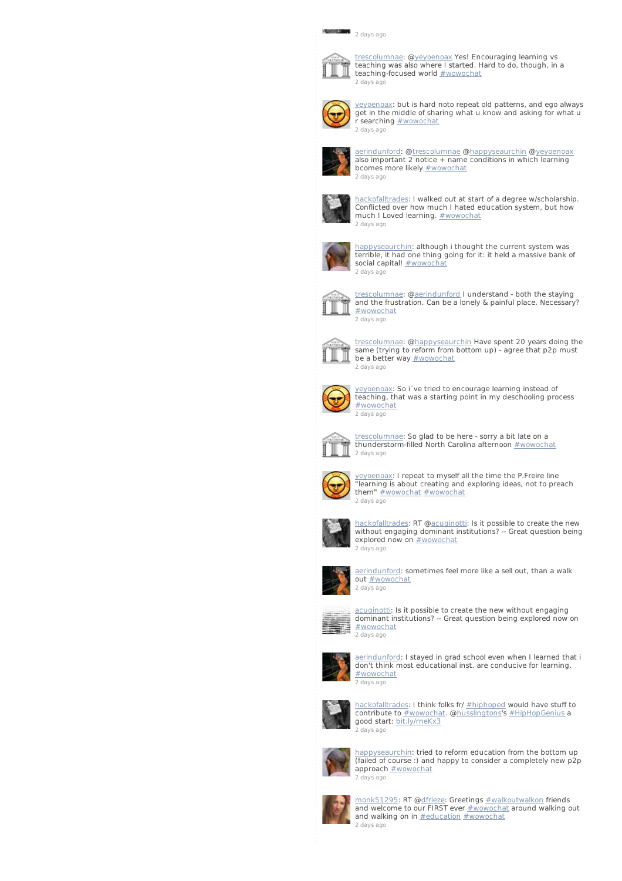2 days ago

trescolumnae: @yeyoenoax Yes! Encouraging learning vs teaching was also where I started. Hard to do, though, in a teaching-focused world #wowochat
2 days ago

yeyoenoax: but is hard noto repeat old patterns, and ego always get in the middle of sharing what u know and asking for what u r searching #wowochat
2 days ago

aerindunford: @trescolumnae @happyseaurchin @yeyoenoax also important 2 notice + name conditions in which learning bcomes more likely #wowochat
2 days ago

hackofalltrades: I walked out at start of a degree w/scholarship. Conflicted over how much I hated education system, but how much I Loved learning. #wowochat
2 days ago

happyseaurchin: although i thought the current system was terrible, it had one thing going for it: it held a massive bank of social capital! #wowochat
2 days ago

trescolumnae: @aerindunford I understand - both the staying and the frustration. Can be a lonely & painful place. Necessary? #wowochat
2 days ago

trescolumnae: @happyseaurchin Have spent 20 years doing the same (trying to reform from bottom up) - agree that p2p must be a better way #wowochat
2 days ago

yeyoenoax: So i´ve tried to encourage learning instead of teaching, that was a starting point in my deschooling process #wowochat
2 days ago

trescolumnae: So glad to be here - sorry a bit late on a thunderstorm-filled North Carolina afternoon #wowochat
2 days ago

yeyoenoax: I repeat to myself all the time the P.Freire line "learning is about creating and exploring ideas, not to preach them" #wowochat #wowochat
2 days ago

hackofalltrades: RT @acuginotti: Is it possible to create the new without engaging dominant institutions? -- Great question being explored now on #wowochat
2 days ago

aerindunford: sometimes feel more like a sell out, than a walk out #wowochat
2 days ago

acuginotti: Is it possible to create the new without engaging dominant institutions? -- Great question being explored now on #wowochat
2 days ago

aerindunford: I stayed in grad school even when I learned that i don't think most educational inst. are conducive for learning. #wowochat
2 days ago

hackofalltrades: I think folks fr/ #hiphoped would have stuff to contribute to #wowochat. @husslingtons's #HipHopGenius a good start: bit.ly/rneKx3
2 days ago

happyseaurchin: tried to reform education from the bottom up (failed of course :) and happy to consider a completely new p2p approach #wowochat
2 days ago

monk51295: RT @dfrieze: Greetings #walkoutwalkon friends and welcome to our FIRST ever #wowochat around walking out and walking on in #education #wowochat
2 days ago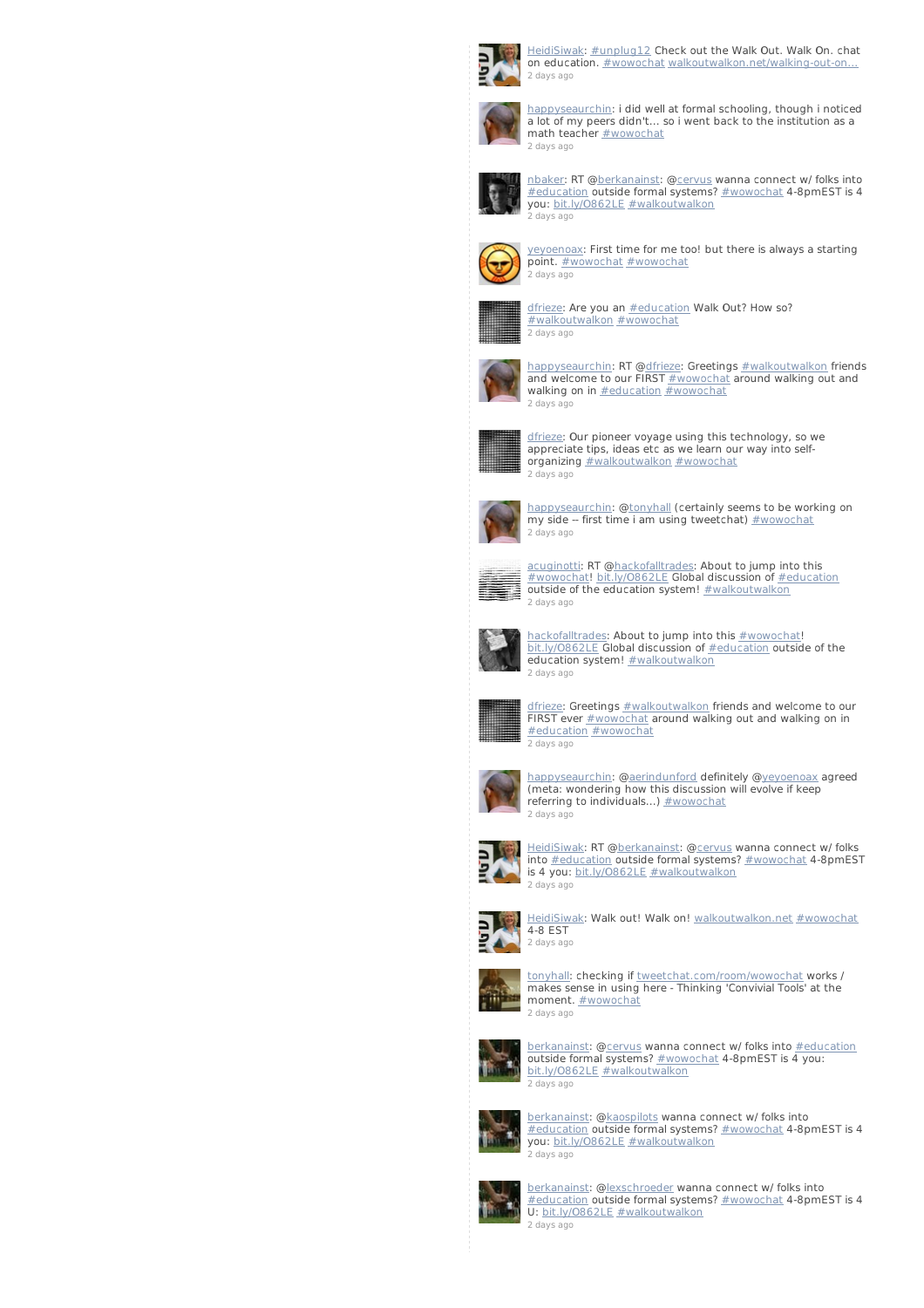HeidiSiwak: #unplug12 Check out the Walk Out. Walk On. chat on education. #wowochat walkoutwalkon.net/walking-out-on...
2 days ago

happyseaurchin: i did well at formal schooling, though i noticed a lot of my peers didn't... so i went back to the institution as a math teacher #wowochat
2 days ago

nbaker: RT @berkanainst: @cervus wanna connect w/ folks into #education outside formal systems? #wowochat 4-8pmEST is 4 you: bit.ly/O862LE #walkoutwalkon
2 days ago

yeyoenoax: First time for me too! but there is always a starting point. #wowochat #wowochat
2 days ago

dfrieze: Are you an #education Walk Out? How so? #walkoutwalkon #wowochat
2 days ago

happyseaurchin: RT @dfrieze: Greetings #walkoutwalkon friends and welcome to our FIRST #wowochat around walking out and walking on in #education #wowochat
2 days ago

dfrieze: Our pioneer voyage using this technology, so we appreciate tips, ideas etc as we learn our way into self-organizing #walkoutwalkon #wowochat
2 days ago

happyseaurchin: @tonyhall (certainly seems to be working on my side -- first time i am using tweetchat) #wowochat
2 days ago

acuginotti: RT @hackofalltrades: About to jump into this #wowochat! bit.ly/O862LE Global discussion of #education outside of the education system! #walkoutwalkon
2 days ago

hackofalltrades: About to jump into this #wowochat! bit.ly/O862LE Global discussion of #education outside of the education system! #walkoutwalkon
2 days ago

dfrieze: Greetings #walkoutwalkon friends and welcome to our FIRST ever #wowochat around walking out and walking on in #education #wowochat
2 days ago

happyseaurchin: @aerindunford definitely @yeyoenoax agreed (meta: wondering how this discussion will evolve if keep referring to individuals...) #wowochat
2 days ago

HeidiSiwak: RT @berkanainst: @cervus wanna connect w/ folks into #education outside formal systems? #wowochat 4-8pmEST is 4 you: bit.ly/O862LE #walkoutwalkon
2 days ago

HeidiSiwak: Walk out! Walk on! walkoutwalkon.net #wowochat 4-8 EST
2 days ago

tonyhall: checking if tweetchat.com/room/wowochat works / makes sense in using here - Thinking 'Convivial Tools' at the moment. #wowochat
2 days ago

berkanainst: @cervus wanna connect w/ folks into #education outside formal systems? #wowochat 4-8pmEST is 4 you: bit.ly/O862LE #walkoutwalkon
2 days ago

berkanainst: @kaospilots wanna connect w/ folks into #education outside formal systems? #wowochat 4-8pmEST is 4 you: bit.ly/O862LE #walkoutwalkon
2 days ago

berkanainst: @lexschroeder wanna connect w/ folks into #education outside formal systems? #wowochat 4-8pmEST is 4 U: bit.ly/O862LE #walkoutwalkon
2 days ago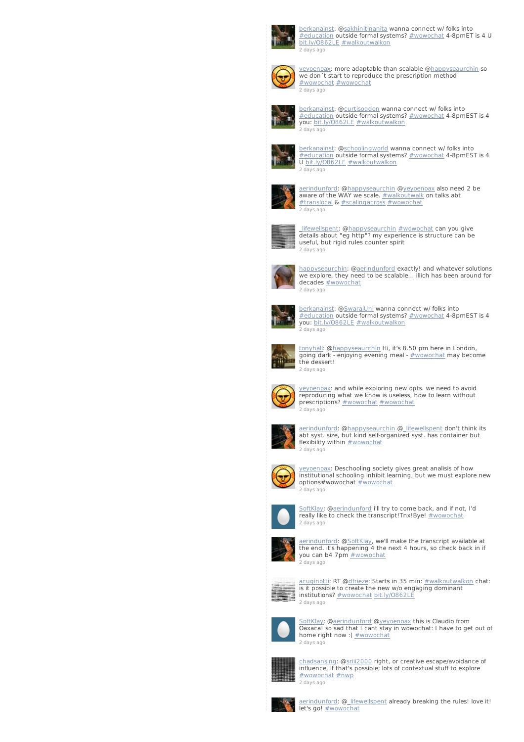berkanainst: @sakhinitinanita wanna connect w/ folks into #education outside formal systems? #wowochat 4-8pmET is 4 U bit.ly/O862LE #walkoutwalkon
2 days ago

yeyoenoax: more adaptable than scalable @happyseaurchin so we don´t start to reproduce the prescription method #wowochat #wowochat
2 days ago

berkanainst: @curtisogden wanna connect w/ folks into #education outside formal systems? #wowochat 4-8pmEST is 4 you: bit.ly/O862LE #walkoutwalkon
2 days ago

berkanainst: @schoolingworld wanna connect w/ folks into #education outside formal systems? #wowochat 4-8pmEST is 4 U bit.ly/O862LE #walkoutwalkon
2 days ago

aerindunford: @happyseaurchin @yeyoenoax also need 2 be aware of the WAY we scale. #walkoutwalk on talks abt #translocal & #scalingacross #wowochat
2 days ago

_lifewellspent: @happyseaurchin #wowochat can you give details about "eg http"? my experience is structure can be useful, but rigid rules counter spirit
2 days ago

happyseaurchin: @aerindunford exactly! and whatever solutions we explore, they need to be scalable... illich has been around for decades #wowochat
2 days ago

berkanainst: @SwarajUni wanna connect w/ folks into #education outside formal systems? #wowochat 4-8pmEST is 4 you: bit.ly/O862LE #walkoutwalkon
2 days ago

tonyhall: @happyseaurchin Hi, it's 8.50 pm here in London, going dark - enjoying evening meal - #wowochat may become the dessert!
2 days ago

yeyoenoax: and while exploring new opts. we need to avoid reproducing what we know is useless, how to learn without prescriptions? #wowochat #wowochat
2 days ago

aerindunford: @happyseaurchin @_lifewellspent don't think its abt syst. size, but kind self-organized syst. has container but flexibility within #wowochat
2 days ago

yeyoenoax: Deschooling society gives great analisis of how institutional schooling inhibit learning, but we must explore new options#wowochat #wowochat
2 days ago

SoftKlay: @aerindunford i'll try to come back, and if not, I'd really like to check the transcript!Tnx!Bye! #wowochat
2 days ago

aerindunford: @SoftKlay, we'll make the transcript available at the end. it's happening 4 the next 4 hours, so check back in if you can b4 7pm #wowochat
2 days ago

acuginotti: RT @dfrieze: Starts in 35 min: #walkoutwalkon chat: is it possible to create the new w/o engaging dominant institutions? #wowochat bit.ly/O862LE
2 days ago

SoftKlay: @aerindunford @yeyoenoax this is Claudio from Oaxaca! so sad that I cant stay in wowochat: I have to get out of home right now :( #wowochat
2 days ago

chadsansing: @sriii2000 right, or creative escape/avoidance of influence, if that's possible; lots of contextual stuff to explore #wowochat #nwp
2 days ago

aerindunford: @_lifewellspent already breaking the rules! love it! let's go! #wowochat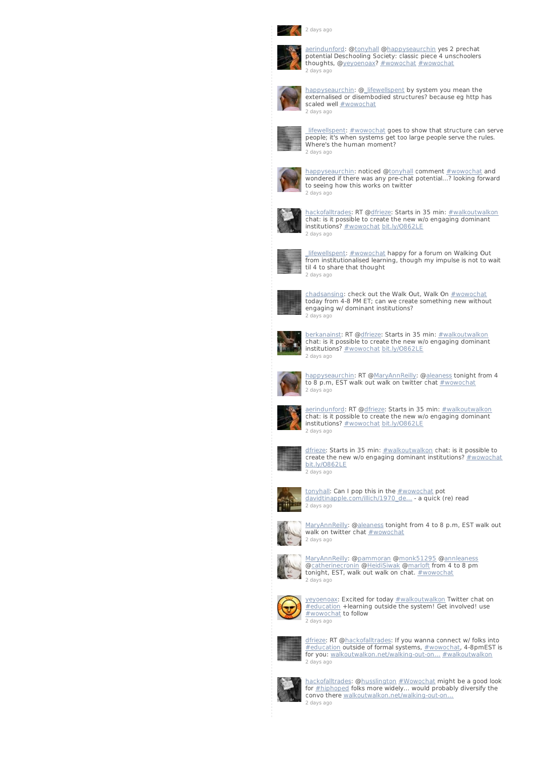2 days ago

aerindunford: @tonyhall @happyseaurchin yes 2 prechat potential Deschooling Society: classic piece 4 unschoolers thoughts, @yeyoenoax? #wowochat #wowochat
2 days ago

happyseaurchin: @_lifewellspent by system you mean the externalised or disembodied structures? because eg http has scaled well #wowochat
2 days ago

_lifewellspent: #wowochat goes to show that structure can serve people; it's when systems get too large people serve the rules. Where's the human moment?
2 days ago

happyseaurchin: noticed @tonyhall comment #wowochat and wondered if there was any pre-chat potential...? looking forward to seeing how this works on twitter
2 days ago

hackofalltrades: RT @dfrieze: Starts in 35 min: #walkoutwalkon chat: is it possible to create the new w/o engaging dominant institutions? #wowochat bit.ly/O862LE
2 days ago

_lifewellspent: #wowochat happy for a forum on Walking Out from institutionalised learning, though my impulse is not to wait til 4 to share that thought
2 days ago

chadsansing: check out the Walk Out, Walk On #wowochat today from 4-8 PM ET; can we create something new without engaging w/ dominant institutions?
2 days ago

berkanainst: RT @dfrieze: Starts in 35 min: #walkoutwalkon chat: is it possible to create the new w/o engaging dominant institutions? #wowochat bit.ly/O862LE
2 days ago

happyseaurchin: RT @MaryAnnReilly: @aleaness tonight from 4 to 8 p.m, EST walk out walk on twitter chat #wowochat
2 days ago

aerindunford: RT @dfrieze: Starts in 35 min: #walkoutwalkon chat: is it possible to create the new w/o engaging dominant institutions? #wowochat bit.ly/O862LE
2 days ago

dfrieze: Starts in 35 min: #walkoutwalkon chat: is it possible to create the new w/o engaging dominant institutions? #wowochat bit.ly/O862LE
2 days ago

tonyhall: Can I pop this in the #wowochat pot davidtinapple.com/illich/1970_de... - a quick (re) read
2 days ago

MaryAnnReilly: @aleaness tonight from 4 to 8 p.m, EST walk out walk on twitter chat #wowochat
2 days ago

MaryAnnReilly: @pammoran @monk51295 @annleaness @catherinecronin @HeidiSiwak @marloft from 4 to 8 pm tonight, EST, walk out walk on chat. #wowochat
2 days ago

yeyoenoax: Excited for today #walkoutwalkon Twitter chat on #education +learning outside the system! Get involved! use #wowochat to follow
2 days ago

dfrieze: RT @hackofalltrades: If you wanna connect w/ folks into #education outside of formal systems, #wowochat, 4-8pmEST is for you: walkoutwalkon.net/walking-out-on... #walkoutwalkon
2 days ago

hackofalltrades: @husslington #Wowochat might be a good look for #hiphoped folks more widely... would probably diversify the convo there walkoutwalkon.net/walking-out-on...
2 days ago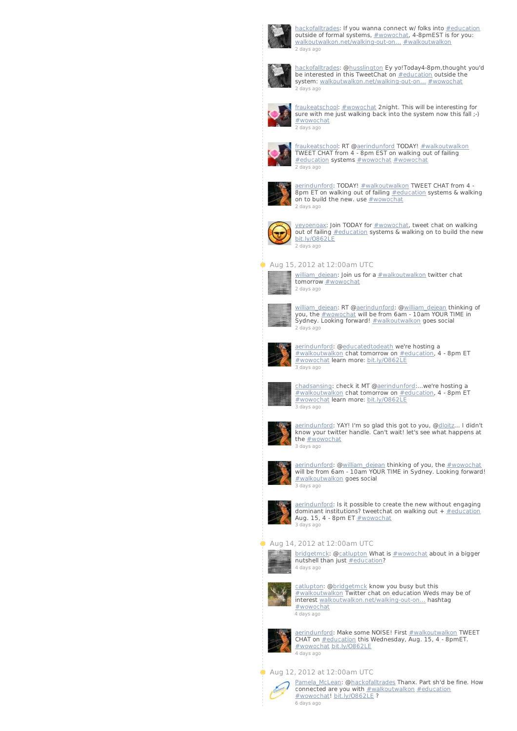hackofalltrades: If you wanna connect w/ folks into #education outside of formal systems, #wowochat, 4-8pmEST is for you: walkoutwalkon.net/walking-out-on... #walkoutwalkon
2 days ago

hackofalltrades: @husslington Ey yo!Today4-8pm,thought you'd be interested in this TweetChat on #education outside the system: walkoutwalkon.net/walking-out-on... #wowochat
2 days ago

fraukeatschool: #wowochat 2night. This will be interesting for sure with me just walking back into the system now this fall ;-) #wowochat
2 days ago

fraukeatschool: RT @aerindunford TODAY! #walkoutwalkon TWEET CHAT from 4 - 8pm EST on walking out of failing #education systems #wowochat #wowochat
2 days ago

aerindunford: TODAY! #walkoutwalkon TWEET CHAT from 4 - 8pm ET on walking out of failing #education systems & walking on to build the new. use #wowochat
2 days ago

yeyoenoax: Join TODAY for #wowochat, tweet chat on walking out of failing #education systems & walking on to build the new bit.ly/O862LE
2 days ago

## Aug 15, 2012 at 12:00am UTC

william_dejean: Join us for a #walkoutwalkon twitter chat tomorrow #wowochat
2 days ago

william_dejean: RT @aerindunford: @william_dejean thinking of you, the #wowochat will be from 6am - 10am YOUR TIME in Sydney. Looking forward! #walkoutwalkon goes social
2 days ago

aerindunford: @educatedtodeath we're hosting a #walkoutwalkon chat tomorrow on #education, 4 - 8pm ET #wowochat learn more: bit.ly/O862LE
3 days ago

chadsansing: check it MT @aerindunford:...we're hosting a #walkoutwalkon chat tomorrow on #education, 4 - 8pm ET #wowochat learn more: bit.ly/O862LE
3 days ago

aerindunford: YAY! I'm so glad this got to you, @dloitz... I didn't know your twitter handle. Can't wait! let's see what happens at the #wowochat
3 days ago

aerindunford: @william_dejean thinking of you, the #wowochat will be from 6am - 10am YOUR TIME in Sydney. Looking forward! #walkoutwalkon goes social
3 days ago

aerindunford: Is it possible to create the new without engaging dominant institutions? tweetchat on walking out + #education Aug. 15, 4 - 8pm ET #wowochat
3 days ago

## Aug 14, 2012 at 12:00am UTC

bridgetmck: @catlupton What is #wowochat about in a bigger nutshell than just #education?
4 days ago

catlupton: @bridgetmck know you busy but this #walkoutwalkon Twitter chat on education Weds may be of interest walkoutwalkon.net/walking-out-on... hashtag #wowochat
4 days ago

aerindunford: Make some NOISE! First #walkoutwalkon TWEET CHAT on #education this Wednesday, Aug. 15, 4 - 8pmET. #wowochat bit.ly/O862LE
4 days ago

## Aug 12, 2012 at 12:00am UTC

Pamela_McLean: @hackofalltrades Thanx. Part sh'd be fine. How connected are you with #walkoutwalkon #education #wowochat! bit.ly/O862LE ?
6 days ago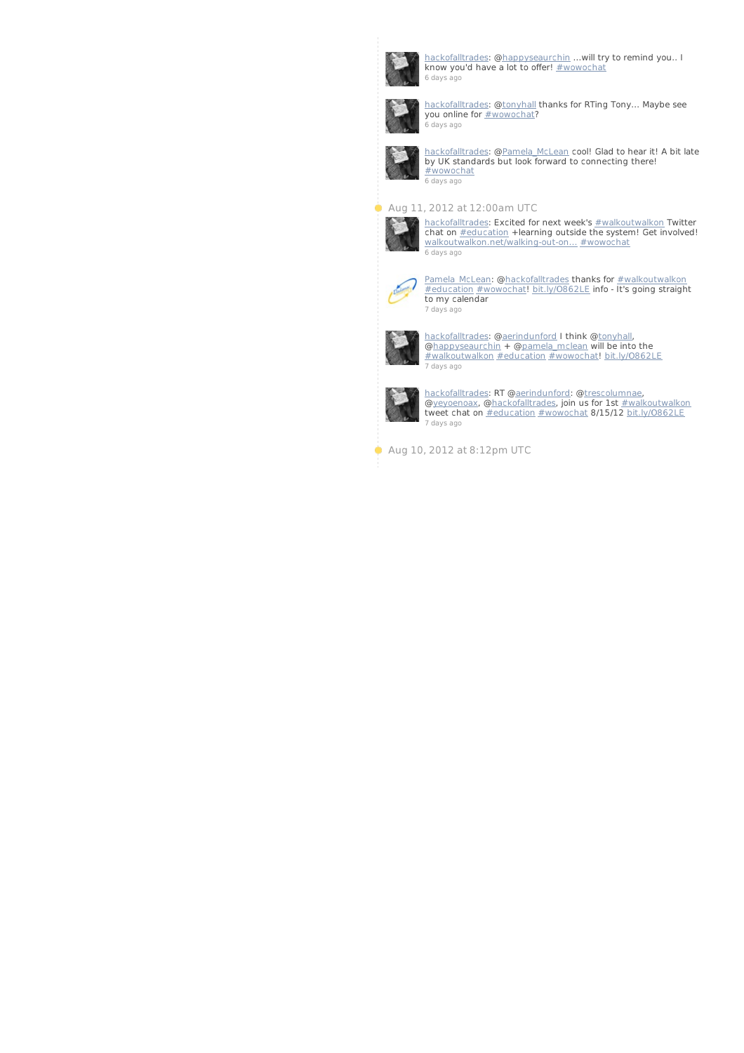hackofalltrades: @happyseaurchin ...will try to remind you.. I know you'd have a lot to offer! #wowochat
6 days ago

hackofalltrades: @tonyhall thanks for RTing Tony... Maybe see you online for #wowochat?
6 days ago

hackofalltrades: @Pamela_McLean cool! Glad to hear it! A bit late by UK standards but look forward to connecting there! #wowochat
6 days ago

Aug 11, 2012 at 12:00am UTC

hackofalltrades: Excited for next week's #walkoutwalkon Twitter chat on #education +learning outside the system! Get involved! walkoutwalkon.net/walking-out-on... #wowochat
6 days ago

Pamela_McLean: @hackofalltrades thanks for #walkoutwalkon #education #wowochat! bit.ly/O862LE info - It's going straight to my calendar
7 days ago

hackofalltrades: @aerindunford I think @tonyhall, @happyseaurchin + @pamela_mclean will be into the #walkoutwalkon #education #wowochat! bit.ly/O862LE
7 days ago

hackofalltrades: RT @aerindunford: @trescolumnae, @yeyoenoax, @hackofalltrades, join us for 1st #walkoutwalkon tweet chat on #education #wowochat 8/15/12 bit.ly/O862LE
7 days ago

Aug 10, 2012 at 8:12pm UTC